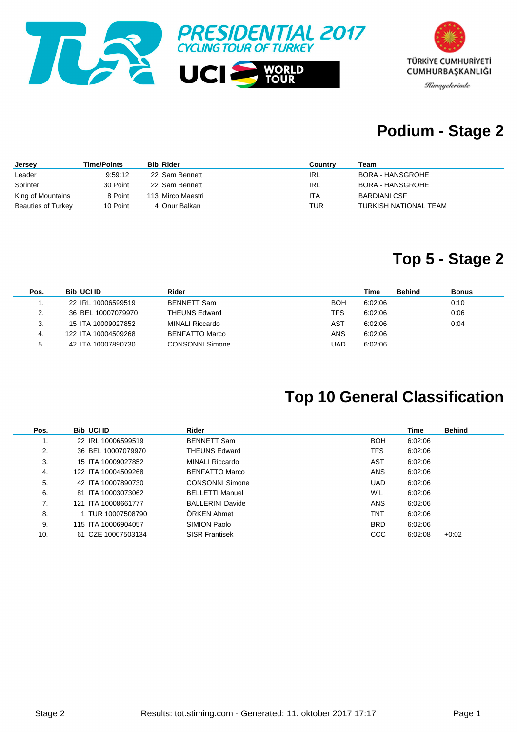PRESIDENTIAL 2017
CYCLING TOUR OF TURKEY

UCI WORLD TOUR

TÜRKİYE CUMHURİYETİ CUMHURBAŞKANLIĞI
Himayelerinde

## Podium - Stage 2

| Jersey | Time/Points | Bib | Rider | Country | Team |
|---|---|---|---|---|---|
| Leader | 9:59:12 | 22 | Sam Bennett | IRL | BORA - HANSGROHE |
| Sprinter | 30 Point | 22 | Sam Bennett | IRL | BORA - HANSGROHE |
| King of Mountains | 8 Point | 113 | Mirco Maestri | ITA | BARDIANI CSF |
| Beauties of Turkey | 10 Point | 4 | Onur Balkan | TUR | TURKISH NATIONAL TEAM |

## Top 5 - Stage 2

| Pos. | Bib | UCI ID | Rider | | Time | Behind | Bonus |
|---|---|---|---|---|---|---|---|
| 1. | 22 | IRL 10006599519 | BENNETT Sam | BOH | 6:02:06 | | 0:10 |
| 2. | 36 | BEL 10007079970 | THEUNS Edward | TFS | 6:02:06 | | 0:06 |
| 3. | 15 | ITA 10009027852 | MINALI Riccardo | AST | 6:02:06 | | 0:04 |
| 4. | 122 | ITA 10004509268 | BENFATTO Marco | ANS | 6:02:06 | | |
| 5. | 42 | ITA 10007890730 | CONSONNI Simone | UAD | 6:02:06 | | |

## Top 10 General Classification

| Pos. | Bib | UCI ID | Rider | | Time | Behind |
|---|---|---|---|---|---|---|
| 1. | 22 | IRL 10006599519 | BENNETT Sam | BOH | 6:02:06 | |
| 2. | 36 | BEL 10007079970 | THEUNS Edward | TFS | 6:02:06 | |
| 3. | 15 | ITA 10009027852 | MINALI Riccardo | AST | 6:02:06 | |
| 4. | 122 | ITA 10004509268 | BENFATTO Marco | ANS | 6:02:06 | |
| 5. | 42 | ITA 10007890730 | CONSONNI Simone | UAD | 6:02:06 | |
| 6. | 81 | ITA 10003073062 | BELLETTI Manuel | WIL | 6:02:06 | |
| 7. | 121 | ITA 10008661777 | BALLERINI Davide | ANS | 6:02:06 | |
| 8. | 1 | TUR 10007508790 | ÖRKEN Ahmet | TNT | 6:02:06 | |
| 9. | 115 | ITA 10006904057 | SIMION Paolo | BRD | 6:02:06 | |
| 10. | 61 | CZE 10007503134 | SISR Frantisek | CCC | 6:02:08 | +0:02 |

Stage 2 — Results: tot.stiming.com - Generated: 11. oktober 2017 17:17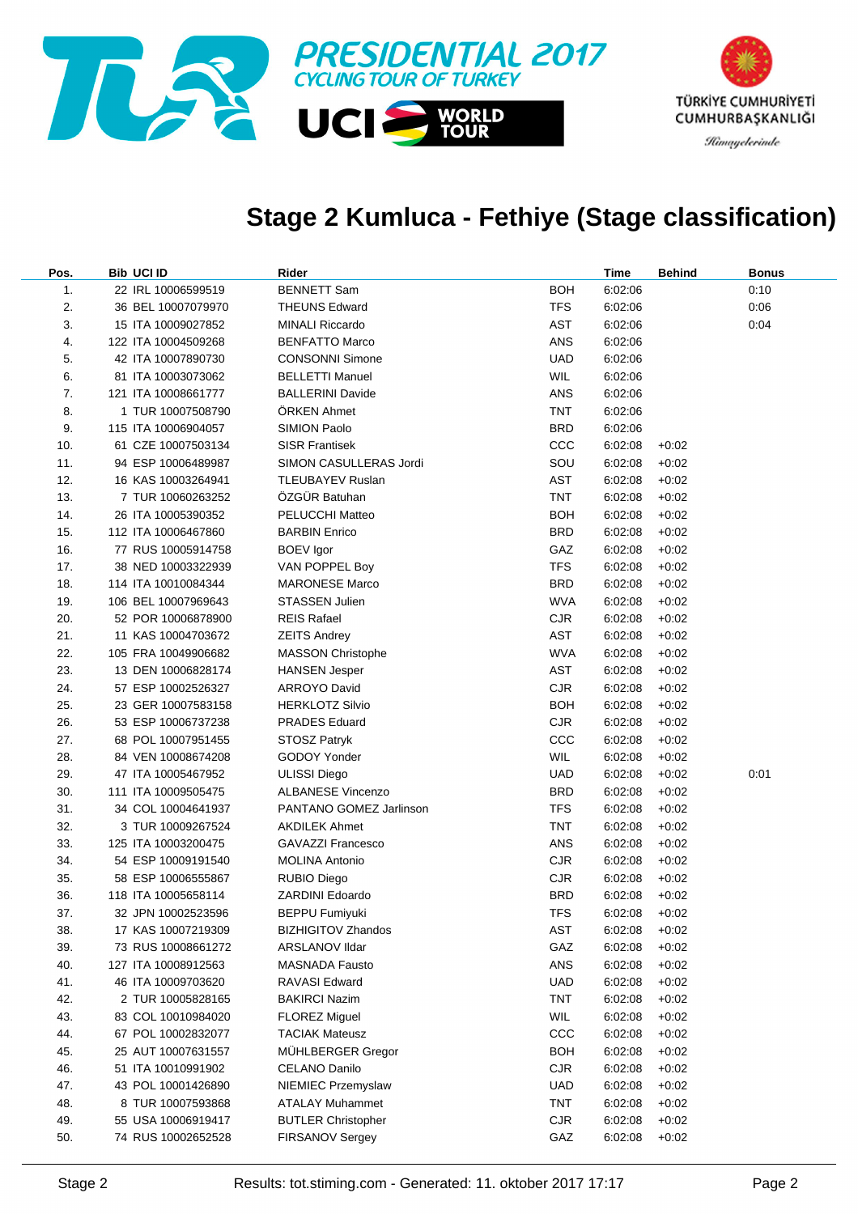PRESIDENTIAL 2017
CYCLING TOUR OF TURKEY

UCI WORLD TOUR

TÜRKİYE CUMHURİYETİ
CUMHURBAŞKANLIĞI
Himayelerinde

## Stage 2 Kumluca - Fethiye (Stage classification)

| Pos. | Bib | UCI ID | Rider | | Time | Behind | Bonus |
|---|---|---|---|---|---|---|---|
| 1. | 22 | IRL 10006599519 | BENNETT Sam | BOH | 6:02:06 | | 0:10 |
| 2. | 36 | BEL 10007079970 | THEUNS Edward | TFS | 6:02:06 | | 0:06 |
| 3. | 15 | ITA 10009027852 | MINALI Riccardo | AST | 6:02:06 | | 0:04 |
| 4. | 122 | ITA 10004509268 | BENFATTO Marco | ANS | 6:02:06 | | |
| 5. | 42 | ITA 10007890730 | CONSONNI Simone | UAD | 6:02:06 | | |
| 6. | 81 | ITA 10003073062 | BELLETTI Manuel | WIL | 6:02:06 | | |
| 7. | 121 | ITA 10008661777 | BALLERINI Davide | ANS | 6:02:06 | | |
| 8. | 1 | TUR 10007508790 | ÖRKEN Ahmet | TNT | 6:02:06 | | |
| 9. | 115 | ITA 10006904057 | SIMION Paolo | BRD | 6:02:06 | | |
| 10. | 61 | CZE 10007503134 | SISR Frantisek | CCC | 6:02:08 | +0:02 | |
| 11. | 94 | ESP 10006489987 | SIMON CASULLERAS Jordi | SOU | 6:02:08 | +0:02 | |
| 12. | 16 | KAS 10003264941 | TLEUBAYEV Ruslan | AST | 6:02:08 | +0:02 | |
| 13. | 7 | TUR 10060263252 | ÖZGÜR Batuhan | TNT | 6:02:08 | +0:02 | |
| 14. | 26 | ITA 10005390352 | PELUCCHI Matteo | BOH | 6:02:08 | +0:02 | |
| 15. | 112 | ITA 10006467860 | BARBIN Enrico | BRD | 6:02:08 | +0:02 | |
| 16. | 77 | RUS 10005914758 | BOEV Igor | GAZ | 6:02:08 | +0:02 | |
| 17. | 38 | NED 10003322939 | VAN POPPEL Boy | TFS | 6:02:08 | +0:02 | |
| 18. | 114 | ITA 10010084344 | MARONESE Marco | BRD | 6:02:08 | +0:02 | |
| 19. | 106 | BEL 10007969643 | STASSEN Julien | WVA | 6:02:08 | +0:02 | |
| 20. | 52 | POR 10006878900 | REIS Rafael | CJR | 6:02:08 | +0:02 | |
| 21. | 11 | KAS 10004703672 | ZEITS Andrey | AST | 6:02:08 | +0:02 | |
| 22. | 105 | FRA 10049906682 | MASSON Christophe | WVA | 6:02:08 | +0:02 | |
| 23. | 13 | DEN 10006828174 | HANSEN Jesper | AST | 6:02:08 | +0:02 | |
| 24. | 57 | ESP 10002526327 | ARROYO David | CJR | 6:02:08 | +0:02 | |
| 25. | 23 | GER 10007583158 | HERKLOTZ Silvio | BOH | 6:02:08 | +0:02 | |
| 26. | 53 | ESP 10006737238 | PRADES Eduard | CJR | 6:02:08 | +0:02 | |
| 27. | 68 | POL 10007951455 | STOSZ Patryk | CCC | 6:02:08 | +0:02 | |
| 28. | 84 | VEN 10008674208 | GODOY Yonder | WIL | 6:02:08 | +0:02 | |
| 29. | 47 | ITA 10005467952 | ULISSI Diego | UAD | 6:02:08 | +0:02 | 0:01 |
| 30. | 111 | ITA 10009505475 | ALBANESE Vincenzo | BRD | 6:02:08 | +0:02 | |
| 31. | 34 | COL 10004641937 | PANTANO GOMEZ Jarlinson | TFS | 6:02:08 | +0:02 | |
| 32. | 3 | TUR 10009267524 | AKDILEK Ahmet | TNT | 6:02:08 | +0:02 | |
| 33. | 125 | ITA 10003200475 | GAVAZZI Francesco | ANS | 6:02:08 | +0:02 | |
| 34. | 54 | ESP 10009191540 | MOLINA Antonio | CJR | 6:02:08 | +0:02 | |
| 35. | 58 | ESP 10006555867 | RUBIO Diego | CJR | 6:02:08 | +0:02 | |
| 36. | 118 | ITA 10005658114 | ZARDINI Edoardo | BRD | 6:02:08 | +0:02 | |
| 37. | 32 | JPN 10002523596 | BEPPU Fumiyuki | TFS | 6:02:08 | +0:02 | |
| 38. | 17 | KAS 10007219309 | BIZHIGITOV Zhandos | AST | 6:02:08 | +0:02 | |
| 39. | 73 | RUS 10008661272 | ARSLANOV Ildar | GAZ | 6:02:08 | +0:02 | |
| 40. | 127 | ITA 10008912563 | MASNADA Fausto | ANS | 6:02:08 | +0:02 | |
| 41. | 46 | ITA 10009703620 | RAVASI Edward | UAD | 6:02:08 | +0:02 | |
| 42. | 2 | TUR 10005828165 | BAKIRCI Nazim | TNT | 6:02:08 | +0:02 | |
| 43. | 83 | COL 10010984020 | FLOREZ Miguel | WIL | 6:02:08 | +0:02 | |
| 44. | 67 | POL 10002832077 | TACIAK Mateusz | CCC | 6:02:08 | +0:02 | |
| 45. | 25 | AUT 10007631557 | MÜHLBERGER Gregor | BOH | 6:02:08 | +0:02 | |
| 46. | 51 | ITA 10010991902 | CELANO Danilo | CJR | 6:02:08 | +0:02 | |
| 47. | 43 | POL 10001426890 | NIEMIEC Przemyslaw | UAD | 6:02:08 | +0:02 | |
| 48. | 8 | TUR 10007593868 | ATALAY Muhammet | TNT | 6:02:08 | +0:02 | |
| 49. | 55 | USA 10006919417 | BUTLER Christopher | CJR | 6:02:08 | +0:02 | |
| 50. | 74 | RUS 10002652528 | FIRSANOV Sergey | GAZ | 6:02:08 | +0:02 | |

Stage 2 — Results: tot.stiming.com - Generated: 11. oktober 2017 17:17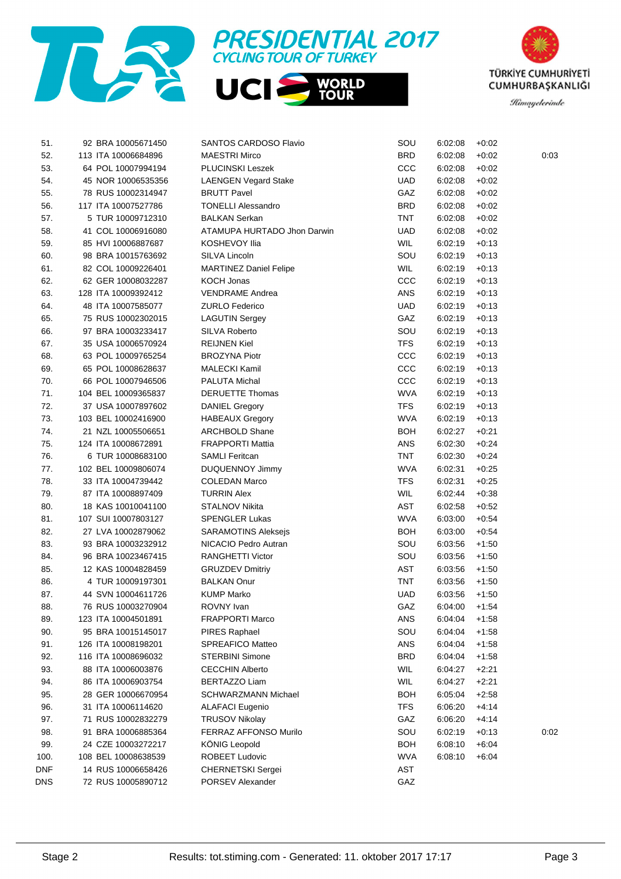# PRESIDENTIAL 2017 CYCLING TOUR OF TURKEY

UCI WORLD TOUR

TÜRKİYE CUMHURİYETİ CUMHURBAŞKANLIĞI

*Himayelerinde*

| | | | | | | |
|---|---|---|---|---|---|---|
| 51. | 92 BRA 10005671450 | SANTOS CARDOSO Flavio | SOU | 6:02:08 | +0:02 | |
| 52. | 113 ITA 10006684896 | MAESTRI Mirco | BRD | 6:02:08 | +0:02 | 0:03 |
| 53. | 64 POL 10007994194 | PLUCINSKI Leszek | CCC | 6:02:08 | +0:02 | |
| 54. | 45 NOR 10006535356 | LAENGEN Vegard Stake | UAD | 6:02:08 | +0:02 | |
| 55. | 78 RUS 10002314947 | BRUTT Pavel | GAZ | 6:02:08 | +0:02 | |
| 56. | 117 ITA 10007527786 | TONELLI Alessandro | BRD | 6:02:08 | +0:02 | |
| 57. | 5 TUR 10009712310 | BALKAN Serkan | TNT | 6:02:08 | +0:02 | |
| 58. | 41 COL 10006916080 | ATAMUPA HURTADO Jhon Darwin | UAD | 6:02:08 | +0:02 | |
| 59. | 85 HVI 10006887687 | KOSHEVOY Ilia | WIL | 6:02:19 | +0:13 | |
| 60. | 98 BRA 10015763692 | SILVA Lincoln | SOU | 6:02:19 | +0:13 | |
| 61. | 82 COL 10009226401 | MARTINEZ Daniel Felipe | WIL | 6:02:19 | +0:13 | |
| 62. | 62 GER 10008032287 | KOCH Jonas | CCC | 6:02:19 | +0:13 | |
| 63. | 128 ITA 10009392412 | VENDRAME Andrea | ANS | 6:02:19 | +0:13 | |
| 64. | 48 ITA 10007585077 | ZURLO Federico | UAD | 6:02:19 | +0:13 | |
| 65. | 75 RUS 10002302015 | LAGUTIN Sergey | GAZ | 6:02:19 | +0:13 | |
| 66. | 97 BRA 10003233417 | SILVA Roberto | SOU | 6:02:19 | +0:13 | |
| 67. | 35 USA 10006570924 | REIJNEN Kiel | TFS | 6:02:19 | +0:13 | |
| 68. | 63 POL 10009765254 | BROZYNA Piotr | CCC | 6:02:19 | +0:13 | |
| 69. | 65 POL 10008628637 | MALECKI Kamil | CCC | 6:02:19 | +0:13 | |
| 70. | 66 POL 10007946506 | PALUTA Michal | CCC | 6:02:19 | +0:13 | |
| 71. | 104 BEL 10009365837 | DERUETTE Thomas | WVA | 6:02:19 | +0:13 | |
| 72. | 37 USA 10007897602 | DANIEL Gregory | TFS | 6:02:19 | +0:13 | |
| 73. | 103 BEL 10002416900 | HABEAUX Gregory | WVA | 6:02:19 | +0:13 | |
| 74. | 21 NZL 10005506651 | ARCHBOLD Shane | BOH | 6:02:27 | +0:21 | |
| 75. | 124 ITA 10008672891 | FRAPPORTI Mattia | ANS | 6:02:30 | +0:24 | |
| 76. | 6 TUR 10008683100 | SAMLI Feritcan | TNT | 6:02:30 | +0:24 | |
| 77. | 102 BEL 10009806074 | DUQUENNOY Jimmy | WVA | 6:02:31 | +0:25 | |
| 78. | 33 ITA 10004739442 | COLEDAN Marco | TFS | 6:02:31 | +0:25 | |
| 79. | 87 ITA 10008897409 | TURRIN Alex | WIL | 6:02:44 | +0:38 | |
| 80. | 18 KAS 10010041100 | STALNOV Nikita | AST | 6:02:58 | +0:52 | |
| 81. | 107 SUI 10007803127 | SPENGLER Lukas | WVA | 6:03:00 | +0:54 | |
| 82. | 27 LVA 10002879062 | SARAMOTINS Aleksejs | BOH | 6:03:00 | +0:54 | |
| 83. | 93 BRA 10003232912 | NICACIO Pedro Autran | SOU | 6:03:56 | +1:50 | |
| 84. | 96 BRA 10023467415 | RANGHETTI Victor | SOU | 6:03:56 | +1:50 | |
| 85. | 12 KAS 10004828459 | GRUZDEV Dmitriy | AST | 6:03:56 | +1:50 | |
| 86. | 4 TUR 10009197301 | BALKAN Onur | TNT | 6:03:56 | +1:50 | |
| 87. | 44 SVN 10004611726 | KUMP Marko | UAD | 6:03:56 | +1:50 | |
| 88. | 76 RUS 10003270904 | ROVNY Ivan | GAZ | 6:04:00 | +1:54 | |
| 89. | 123 ITA 10004501891 | FRAPPORTI Marco | ANS | 6:04:04 | +1:58 | |
| 90. | 95 BRA 10015145017 | PIRES Raphael | SOU | 6:04:04 | +1:58 | |
| 91. | 126 ITA 10008198201 | SPREAFICO Matteo | ANS | 6:04:04 | +1:58 | |
| 92. | 116 ITA 10008696032 | STERBINI Simone | BRD | 6:04:04 | +1:58 | |
| 93. | 88 ITA 10006003876 | CECCHIN Alberto | WIL | 6:04:27 | +2:21 | |
| 94. | 86 ITA 10006903754 | BERTAZZO Liam | WIL | 6:04:27 | +2:21 | |
| 95. | 28 GER 10006670954 | SCHWARZMANN Michael | BOH | 6:05:04 | +2:58 | |
| 96. | 31 ITA 10006114620 | ALAFACI Eugenio | TFS | 6:06:20 | +4:14 | |
| 97. | 71 RUS 10002832279 | TRUSOV Nikolay | GAZ | 6:06:20 | +4:14 | |
| 98. | 91 BRA 10006885364 | FERRAZ AFFONSO Murilo | SOU | 6:02:19 | +0:13 | 0:02 |
| 99. | 24 CZE 10003272217 | KÖNIG Leopold | BOH | 6:08:10 | +6:04 | |
| 100. | 108 BEL 10008638539 | ROBEET Ludovic | WVA | 6:08:10 | +6:04 | |
| DNF | 14 RUS 10006658426 | CHERNETSKI Sergei | AST | | | |
| DNS | 72 RUS 10005890712 | PORSEV Alexander | GAZ | | | |

Stage 2 — Results: tot.stiming.com - Generated: 11. oktober 2017 17:17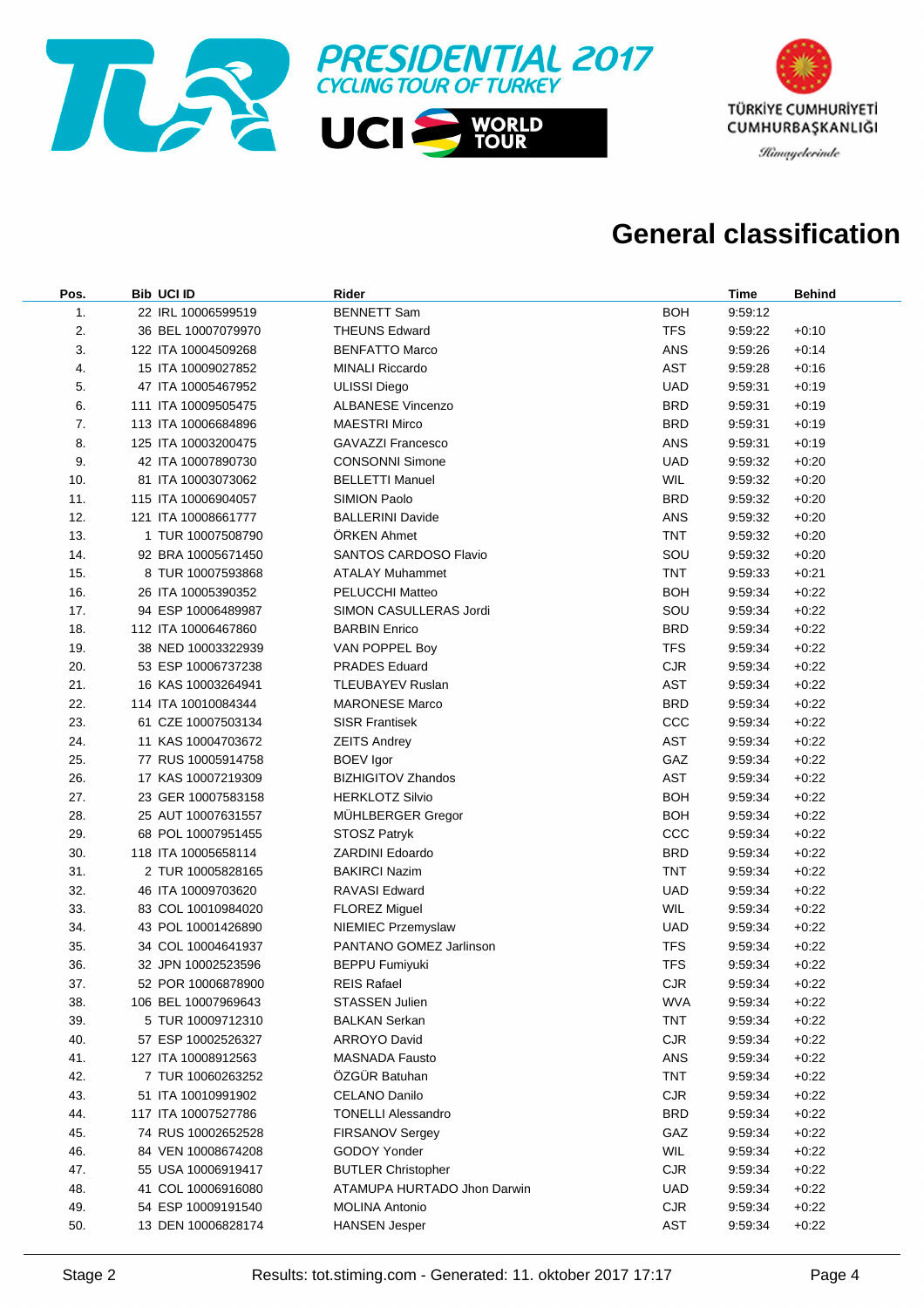PRESIDENTIAL 2017
CYCLING TOUR OF TURKEY

UCI WORLD TOUR

TÜRKİYE CUMHURİYETİ
CUMHURBAŞKANLIĞI
*Himayelerinde*

# General classification

| Pos. | Bib | UCI ID | Rider | | Time | Behind |
|---|---|---|---|---|---|---|
| 1. | 22 | IRL 10006599519 | BENNETT Sam | BOH | 9:59:12 | |
| 2. | 36 | BEL 10007079970 | THEUNS Edward | TFS | 9:59:22 | +0:10 |
| 3. | 122 | ITA 10004509268 | BENFATTO Marco | ANS | 9:59:26 | +0:14 |
| 4. | 15 | ITA 10009027852 | MINALI Riccardo | AST | 9:59:28 | +0:16 |
| 5. | 47 | ITA 10005467952 | ULISSI Diego | UAD | 9:59:31 | +0:19 |
| 6. | 111 | ITA 10009505475 | ALBANESE Vincenzo | BRD | 9:59:31 | +0:19 |
| 7. | 113 | ITA 10006684896 | MAESTRI Mirco | BRD | 9:59:31 | +0:19 |
| 8. | 125 | ITA 10003200475 | GAVAZZI Francesco | ANS | 9:59:31 | +0:19 |
| 9. | 42 | ITA 10007890730 | CONSONNI Simone | UAD | 9:59:32 | +0:20 |
| 10. | 81 | ITA 10003073062 | BELLETTI Manuel | WIL | 9:59:32 | +0:20 |
| 11. | 115 | ITA 10006904057 | SIMION Paolo | BRD | 9:59:32 | +0:20 |
| 12. | 121 | ITA 10008661777 | BALLERINI Davide | ANS | 9:59:32 | +0:20 |
| 13. | 1 | TUR 10007508790 | ÖRKEN Ahmet | TNT | 9:59:32 | +0:20 |
| 14. | 92 | BRA 10005671450 | SANTOS CARDOSO Flavio | SOU | 9:59:32 | +0:20 |
| 15. | 8 | TUR 10007593868 | ATALAY Muhammet | TNT | 9:59:33 | +0:21 |
| 16. | 26 | ITA 10005390352 | PELUCCHI Matteo | BOH | 9:59:34 | +0:22 |
| 17. | 94 | ESP 10006489987 | SIMON CASULLERAS Jordi | SOU | 9:59:34 | +0:22 |
| 18. | 112 | ITA 10006467860 | BARBIN Enrico | BRD | 9:59:34 | +0:22 |
| 19. | 38 | NED 10003322939 | VAN POPPEL Boy | TFS | 9:59:34 | +0:22 |
| 20. | 53 | ESP 10006737238 | PRADES Eduard | CJR | 9:59:34 | +0:22 |
| 21. | 16 | KAS 10003264941 | TLEUBAYEV Ruslan | AST | 9:59:34 | +0:22 |
| 22. | 114 | ITA 10010084344 | MARONESE Marco | BRD | 9:59:34 | +0:22 |
| 23. | 61 | CZE 10007503134 | SISR Frantisek | CCC | 9:59:34 | +0:22 |
| 24. | 11 | KAS 10004703672 | ZEITS Andrey | AST | 9:59:34 | +0:22 |
| 25. | 77 | RUS 10005914758 | BOEV Igor | GAZ | 9:59:34 | +0:22 |
| 26. | 17 | KAS 10007219309 | BIZHIGITOV Zhandos | AST | 9:59:34 | +0:22 |
| 27. | 23 | GER 10007583158 | HERKLOTZ Silvio | BOH | 9:59:34 | +0:22 |
| 28. | 25 | AUT 10007631557 | MÜHLBERGER Gregor | BOH | 9:59:34 | +0:22 |
| 29. | 68 | POL 10007951455 | STOSZ Patryk | CCC | 9:59:34 | +0:22 |
| 30. | 118 | ITA 10005658114 | ZARDINI Edoardo | BRD | 9:59:34 | +0:22 |
| 31. | 2 | TUR 10005828165 | BAKIRCI Nazim | TNT | 9:59:34 | +0:22 |
| 32. | 46 | ITA 10009703620 | RAVASI Edward | UAD | 9:59:34 | +0:22 |
| 33. | 83 | COL 10010984020 | FLOREZ Miguel | WIL | 9:59:34 | +0:22 |
| 34. | 43 | POL 10001426890 | NIEMIEC Przemyslaw | UAD | 9:59:34 | +0:22 |
| 35. | 34 | COL 10004641937 | PANTANO GOMEZ Jarlinson | TFS | 9:59:34 | +0:22 |
| 36. | 32 | JPN 10002523596 | BEPPU Fumiyuki | TFS | 9:59:34 | +0:22 |
| 37. | 52 | POR 10006878900 | REIS Rafael | CJR | 9:59:34 | +0:22 |
| 38. | 106 | BEL 10007969643 | STASSEN Julien | WVA | 9:59:34 | +0:22 |
| 39. | 5 | TUR 10009712310 | BALKAN Serkan | TNT | 9:59:34 | +0:22 |
| 40. | 57 | ESP 10002526327 | ARROYO David | CJR | 9:59:34 | +0:22 |
| 41. | 127 | ITA 10008912563 | MASNADA Fausto | ANS | 9:59:34 | +0:22 |
| 42. | 7 | TUR 10060263252 | ÖZGÜR Batuhan | TNT | 9:59:34 | +0:22 |
| 43. | 51 | ITA 10010991902 | CELANO Danilo | CJR | 9:59:34 | +0:22 |
| 44. | 117 | ITA 10007527786 | TONELLI Alessandro | BRD | 9:59:34 | +0:22 |
| 45. | 74 | RUS 10002652528 | FIRSANOV Sergey | GAZ | 9:59:34 | +0:22 |
| 46. | 84 | VEN 10008674208 | GODOY Yonder | WIL | 9:59:34 | +0:22 |
| 47. | 55 | USA 10006919417 | BUTLER Christopher | CJR | 9:59:34 | +0:22 |
| 48. | 41 | COL 10006916080 | ATAMUPA HURTADO Jhon Darwin | UAD | 9:59:34 | +0:22 |
| 49. | 54 | ESP 10009191540 | MOLINA Antonio | CJR | 9:59:34 | +0:22 |
| 50. | 13 | DEN 10006828174 | HANSEN Jesper | AST | 9:59:34 | +0:22 |

Stage 2 Results: tot.stiming.com - Generated: 11. oktober 2017 17:17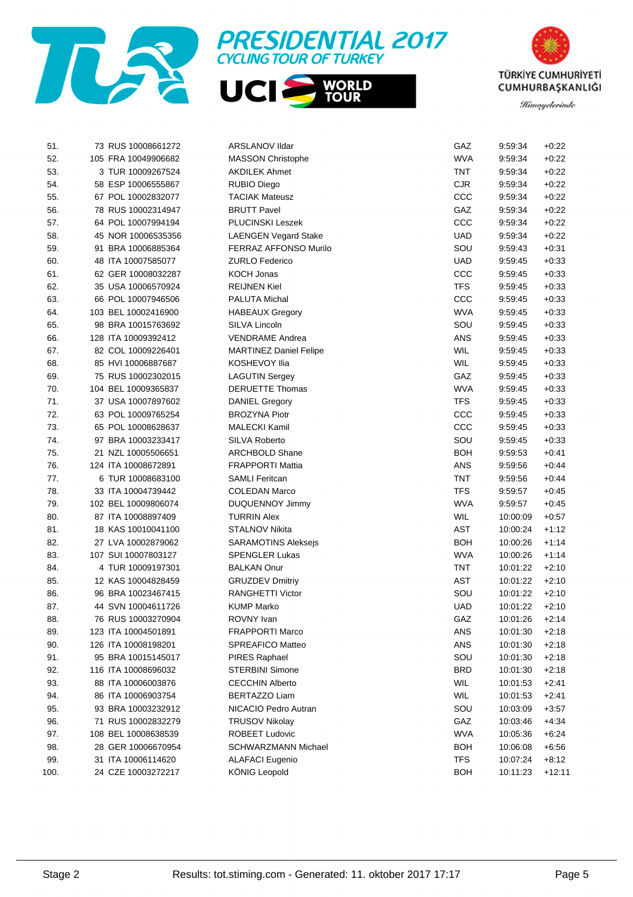# PRESIDENTIAL 2017 CYCLING TOUR OF TURKEY

UCI WORLD TOUR

TÜRKİYE CUMHURİYETİ CUMHURBAŞKANLIĞI

*Himayelerinde*

| | | | | | | | |
|---|---|---|---|---|---|---|---|
| 51. | 73 | RUS 10008661272 | ARSLANOV Ildar | GAZ | 9:59:34 | +0:22 |
| 52. | 105 | FRA 10049906682 | MASSON Christophe | WVA | 9:59:34 | +0:22 |
| 53. | 3 | TUR 10009267524 | AKDILEK Ahmet | TNT | 9:59:34 | +0:22 |
| 54. | 58 | ESP 10006555867 | RUBIO Diego | CJR | 9:59:34 | +0:22 |
| 55. | 67 | POL 10002832077 | TACIAK Mateusz | CCC | 9:59:34 | +0:22 |
| 56. | 78 | RUS 10002314947 | BRUTT Pavel | GAZ | 9:59:34 | +0:22 |
| 57. | 64 | POL 10007994194 | PLUCINSKI Leszek | CCC | 9:59:34 | +0:22 |
| 58. | 45 | NOR 10006535356 | LAENGEN Vegard Stake | UAD | 9:59:34 | +0:22 |
| 59. | 91 | BRA 10006885364 | FERRAZ AFFONSO Murilo | SOU | 9:59:43 | +0:31 |
| 60. | 48 | ITA 10007585077 | ZURLO Federico | UAD | 9:59:45 | +0:33 |
| 61. | 62 | GER 10008032287 | KOCH Jonas | CCC | 9:59:45 | +0:33 |
| 62. | 35 | USA 10006570924 | REIJNEN Kiel | TFS | 9:59:45 | +0:33 |
| 63. | 66 | POL 10007946506 | PALUTA Michal | CCC | 9:59:45 | +0:33 |
| 64. | 103 | BEL 10002416900 | HABEAUX Gregory | WVA | 9:59:45 | +0:33 |
| 65. | 98 | BRA 10015763692 | SILVA Lincoln | SOU | 9:59:45 | +0:33 |
| 66. | 128 | ITA 10009392412 | VENDRAME Andrea | ANS | 9:59:45 | +0:33 |
| 67. | 82 | COL 10009226401 | MARTINEZ Daniel Felipe | WIL | 9:59:45 | +0:33 |
| 68. | 85 | HVI 10006887687 | KOSHEVOY Ilia | WIL | 9:59:45 | +0:33 |
| 69. | 75 | RUS 10002302015 | LAGUTIN Sergey | GAZ | 9:59:45 | +0:33 |
| 70. | 104 | BEL 10009365837 | DERUETTE Thomas | WVA | 9:59:45 | +0:33 |
| 71. | 37 | USA 10007897602 | DANIEL Gregory | TFS | 9:59:45 | +0:33 |
| 72. | 63 | POL 10009765254 | BROZYNA Piotr | CCC | 9:59:45 | +0:33 |
| 73. | 65 | POL 10008628637 | MALECKI Kamil | CCC | 9:59:45 | +0:33 |
| 74. | 97 | BRA 10003233417 | SILVA Roberto | SOU | 9:59:45 | +0:33 |
| 75. | 21 | NZL 10005506651 | ARCHBOLD Shane | BOH | 9:59:53 | +0:41 |
| 76. | 124 | ITA 10008672891 | FRAPPORTI Mattia | ANS | 9:59:56 | +0:44 |
| 77. | 6 | TUR 10008683100 | SAMLI Feritcan | TNT | 9:59:56 | +0:44 |
| 78. | 33 | ITA 10004739442 | COLEDAN Marco | TFS | 9:59:57 | +0:45 |
| 79. | 102 | BEL 10009806074 | DUQUENNOY Jimmy | WVA | 9:59:57 | +0:45 |
| 80. | 87 | ITA 10008897409 | TURRIN Alex | WIL | 10:00:09 | +0:57 |
| 81. | 18 | KAS 10010041100 | STALNOV Nikita | AST | 10:00:24 | +1:12 |
| 82. | 27 | LVA 10002879062 | SARAMOTINS Aleksejs | BOH | 10:00:26 | +1:14 |
| 83. | 107 | SUI 10007803127 | SPENGLER Lukas | WVA | 10:00:26 | +1:14 |
| 84. | 4 | TUR 10009197301 | BALKAN Onur | TNT | 10:01:22 | +2:10 |
| 85. | 12 | KAS 10004828459 | GRUZDEV Dmitriy | AST | 10:01:22 | +2:10 |
| 86. | 96 | BRA 10023467415 | RANGHETTI Victor | SOU | 10:01:22 | +2:10 |
| 87. | 44 | SVN 10004611726 | KUMP Marko | UAD | 10:01:22 | +2:10 |
| 88. | 76 | RUS 10003270904 | ROVNY Ivan | GAZ | 10:01:26 | +2:14 |
| 89. | 123 | ITA 10004501891 | FRAPPORTI Marco | ANS | 10:01:30 | +2:18 |
| 90. | 126 | ITA 10008198201 | SPREAFICO Matteo | ANS | 10:01:30 | +2:18 |
| 91. | 95 | BRA 10015145017 | PIRES Raphael | SOU | 10:01:30 | +2:18 |
| 92. | 116 | ITA 10008696032 | STERBINI Simone | BRD | 10:01:30 | +2:18 |
| 93. | 88 | ITA 10006003876 | CECCHIN Alberto | WIL | 10:01:53 | +2:41 |
| 94. | 86 | ITA 10006903754 | BERTAZZO Liam | WIL | 10:01:53 | +2:41 |
| 95. | 93 | BRA 10003232912 | NICACIO Pedro Autran | SOU | 10:03:09 | +3:57 |
| 96. | 71 | RUS 10002832279 | TRUSOV Nikolay | GAZ | 10:03:46 | +4:34 |
| 97. | 108 | BEL 10008638539 | ROBEET Ludovic | WVA | 10:05:36 | +6:24 |
| 98. | 28 | GER 10006670954 | SCHWARZMANN Michael | BOH | 10:06:08 | +6:56 |
| 99. | 31 | ITA 10006114620 | ALAFACI Eugenio | TFS | 10:07:24 | +8:12 |
| 100. | 24 | CZE 10003272217 | KÖNIG Leopold | BOH | 10:11:23 | +12:11 |

Stage 2 — Results: tot.stiming.com - Generated: 11. oktober 2017 17:17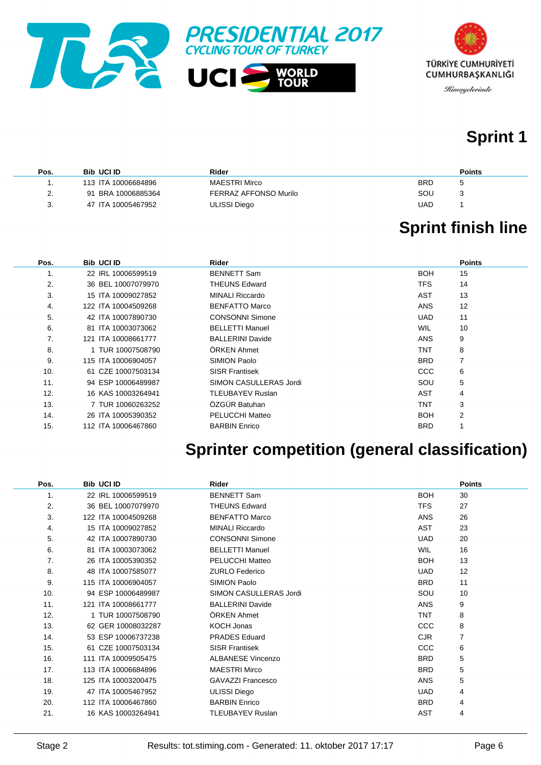PRESIDENTIAL 2017
CYCLING TOUR OF TURKEY

UCI WORLD TOUR

TÜRKİYE CUMHURİYETİ CUMHURBAŞKANLIĞI
Himayelerinde

## Sprint 1

| Pos. | Bib | UCI ID | Rider | | Points |
|---|---|---|---|---|---|
| 1. | 113 | ITA 10006684896 | MAESTRI Mirco | BRD | 5 |
| 2. | 91 | BRA 10006885364 | FERRAZ AFFONSO Murilo | SOU | 3 |
| 3. | 47 | ITA 10005467952 | ULISSI Diego | UAD | 1 |

## Sprint finish line

| Pos. | Bib | UCI ID | Rider | | Points |
|---|---|---|---|---|---|
| 1. | 22 | IRL 10006599519 | BENNETT Sam | BOH | 15 |
| 2. | 36 | BEL 10007079970 | THEUNS Edward | TFS | 14 |
| 3. | 15 | ITA 10009027852 | MINALI Riccardo | AST | 13 |
| 4. | 122 | ITA 10004509268 | BENFATTO Marco | ANS | 12 |
| 5. | 42 | ITA 10007890730 | CONSONNI Simone | UAD | 11 |
| 6. | 81 | ITA 10003073062 | BELLETTI Manuel | WIL | 10 |
| 7. | 121 | ITA 10008661777 | BALLERINI Davide | ANS | 9 |
| 8. | 1 | TUR 10007508790 | ÖRKEN Ahmet | TNT | 8 |
| 9. | 115 | ITA 10006904057 | SIMION Paolo | BRD | 7 |
| 10. | 61 | CZE 10007503134 | SISR Frantisek | CCC | 6 |
| 11. | 94 | ESP 10006489987 | SIMON CASULLERAS Jordi | SOU | 5 |
| 12. | 16 | KAS 10003264941 | TLEUBAYEV Ruslan | AST | 4 |
| 13. | 7 | TUR 10060263252 | ÖZGÜR Batuhan | TNT | 3 |
| 14. | 26 | ITA 10005390352 | PELUCCHI Matteo | BOH | 2 |
| 15. | 112 | ITA 10006467860 | BARBIN Enrico | BRD | 1 |

## Sprinter competition (general classification)

| Pos. | Bib | UCI ID | Rider | | Points |
|---|---|---|---|---|---|
| 1. | 22 | IRL 10006599519 | BENNETT Sam | BOH | 30 |
| 2. | 36 | BEL 10007079970 | THEUNS Edward | TFS | 27 |
| 3. | 122 | ITA 10004509268 | BENFATTO Marco | ANS | 26 |
| 4. | 15 | ITA 10009027852 | MINALI Riccardo | AST | 23 |
| 5. | 42 | ITA 10007890730 | CONSONNI Simone | UAD | 20 |
| 6. | 81 | ITA 10003073062 | BELLETTI Manuel | WIL | 16 |
| 7. | 26 | ITA 10005390352 | PELUCCHI Matteo | BOH | 13 |
| 8. | 48 | ITA 10007585077 | ZURLO Federico | UAD | 12 |
| 9. | 115 | ITA 10006904057 | SIMION Paolo | BRD | 11 |
| 10. | 94 | ESP 10006489987 | SIMON CASULLERAS Jordi | SOU | 10 |
| 11. | 121 | ITA 10008661777 | BALLERINI Davide | ANS | 9 |
| 12. | 1 | TUR 10007508790 | ÖRKEN Ahmet | TNT | 8 |
| 13. | 62 | GER 10008032287 | KOCH Jonas | CCC | 8 |
| 14. | 53 | ESP 10006737238 | PRADES Eduard | CJR | 7 |
| 15. | 61 | CZE 10007503134 | SISR Frantisek | CCC | 6 |
| 16. | 111 | ITA 10009505475 | ALBANESE Vincenzo | BRD | 5 |
| 17. | 113 | ITA 10006684896 | MAESTRI Mirco | BRD | 5 |
| 18. | 125 | ITA 10003200475 | GAVAZZI Francesco | ANS | 5 |
| 19. | 47 | ITA 10005467952 | ULISSI Diego | UAD | 4 |
| 20. | 112 | ITA 10006467860 | BARBIN Enrico | BRD | 4 |
| 21. | 16 | KAS 10003264941 | TLEUBAYEV Ruslan | AST | 4 |

Stage 2 — Results: tot.stiming.com - Generated: 11. oktober 2017 17:17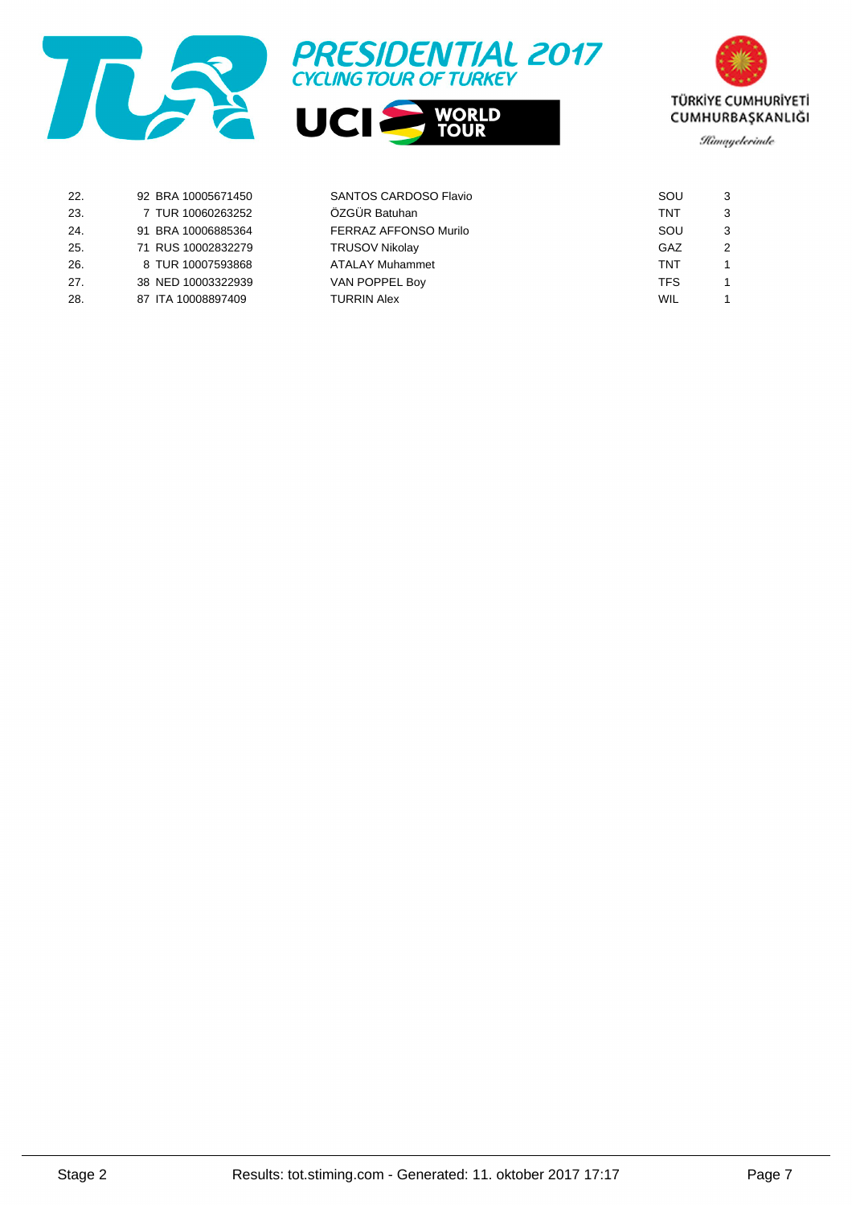| | | | | | | |
|---|---|---|---|---|---|---|
| 22. | 92 | BRA | 10005671450 | SANTOS CARDOSO Flavio | SOU | 3 |
| 23. | 7 | TUR | 10060263252 | ÖZGÜR Batuhan | TNT | 3 |
| 24. | 91 | BRA | 10006885364 | FERRAZ AFFONSO Murilo | SOU | 3 |
| 25. | 71 | RUS | 10002832279 | TRUSOV Nikolay | GAZ | 2 |
| 26. | 8 | TUR | 10007593868 | ATALAY Muhammet | TNT | 1 |
| 27. | 38 | NED | 10003322939 | VAN POPPEL Boy | TFS | 1 |
| 28. | 87 | ITA | 10008897409 | TURRIN Alex | WIL | 1 |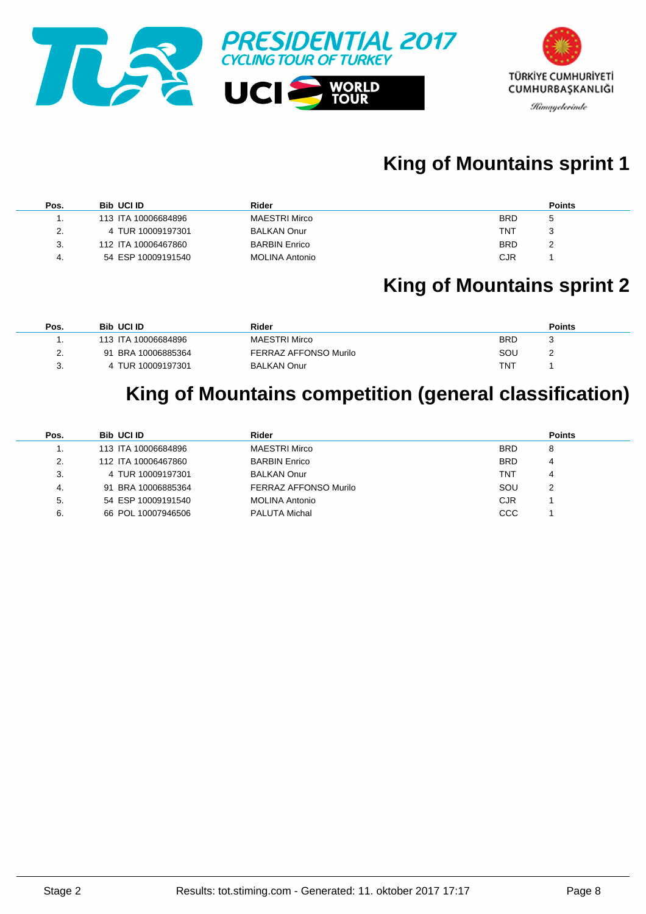PRESIDENTIAL 2017
CYCLING TOUR OF TURKEY

UCI WORLD TOUR

TÜRKİYE CUMHURİYETİ
CUMHURBAŞKANLIĞI
Himayelerinde

## King of Mountains sprint 1

| Pos. | Bib | UCI ID | Rider | | Points |
|---|---|---|---|---|---|
| 1. | 113 | ITA 10006684896 | MAESTRI Mirco | BRD | 5 |
| 2. | 4 | TUR 10009197301 | BALKAN Onur | TNT | 3 |
| 3. | 112 | ITA 10006467860 | BARBIN Enrico | BRD | 2 |
| 4. | 54 | ESP 10009191540 | MOLINA Antonio | CJR | 1 |

## King of Mountains sprint 2

| Pos. | Bib | UCI ID | Rider | | Points |
|---|---|---|---|---|---|
| 1. | 113 | ITA 10006684896 | MAESTRI Mirco | BRD | 3 |
| 2. | 91 | BRA 10006885364 | FERRAZ AFFONSO Murilo | SOU | 2 |
| 3. | 4 | TUR 10009197301 | BALKAN Onur | TNT | 1 |

## King of Mountains competition (general classification)

| Pos. | Bib | UCI ID | Rider | | Points |
|---|---|---|---|---|---|
| 1. | 113 | ITA 10006684896 | MAESTRI Mirco | BRD | 8 |
| 2. | 112 | ITA 10006467860 | BARBIN Enrico | BRD | 4 |
| 3. | 4 | TUR 10009197301 | BALKAN Onur | TNT | 4 |
| 4. | 91 | BRA 10006885364 | FERRAZ AFFONSO Murilo | SOU | 2 |
| 5. | 54 | ESP 10009191540 | MOLINA Antonio | CJR | 1 |
| 6. | 66 | POL 10007946506 | PALUTA Michal | CCC | 1 |

Stage 2 Results: tot.stiming.com - Generated: 11. oktober 2017 17:17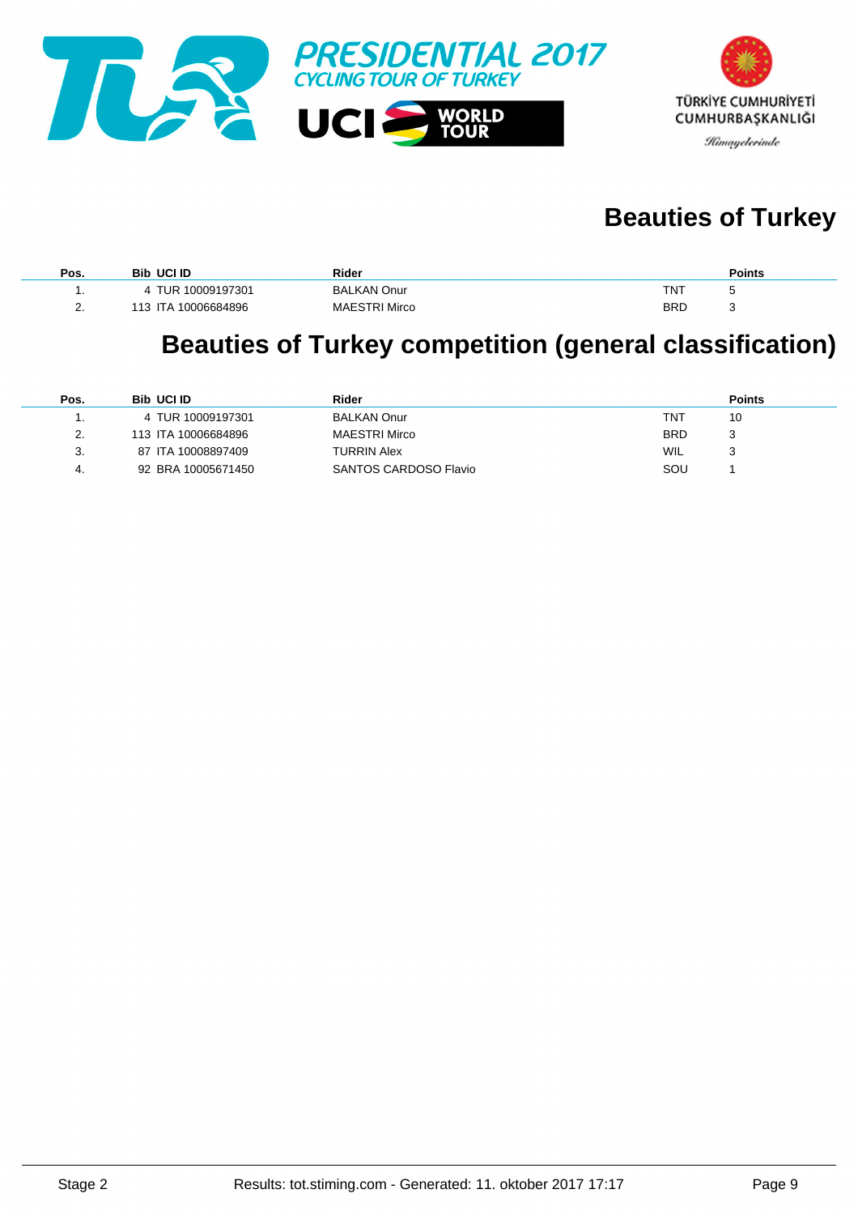# Beauties of Turkey

| Pos. | Bib | UCI ID | Rider | | Points |
|---|---|---|---|---|---|
| 1. | 4 | TUR 10009197301 | BALKAN Onur | TNT | 5 |
| 2. | 113 | ITA 10006684896 | MAESTRI Mirco | BRD | 3 |

# Beauties of Turkey competition (general classification)

| Pos. | Bib | UCI ID | Rider | | Points |
|---|---|---|---|---|---|
| 1. | 4 | TUR 10009197301 | BALKAN Onur | TNT | 10 |
| 2. | 113 | ITA 10006684896 | MAESTRI Mirco | BRD | 3 |
| 3. | 87 | ITA 10008897409 | TURRIN Alex | WIL | 3 |
| 4. | 92 | BRA 10005671450 | SANTOS CARDOSO Flavio | SOU | 1 |

Stage 2 — Results: tot.stiming.com - Generated: 11. oktober 2017 17:17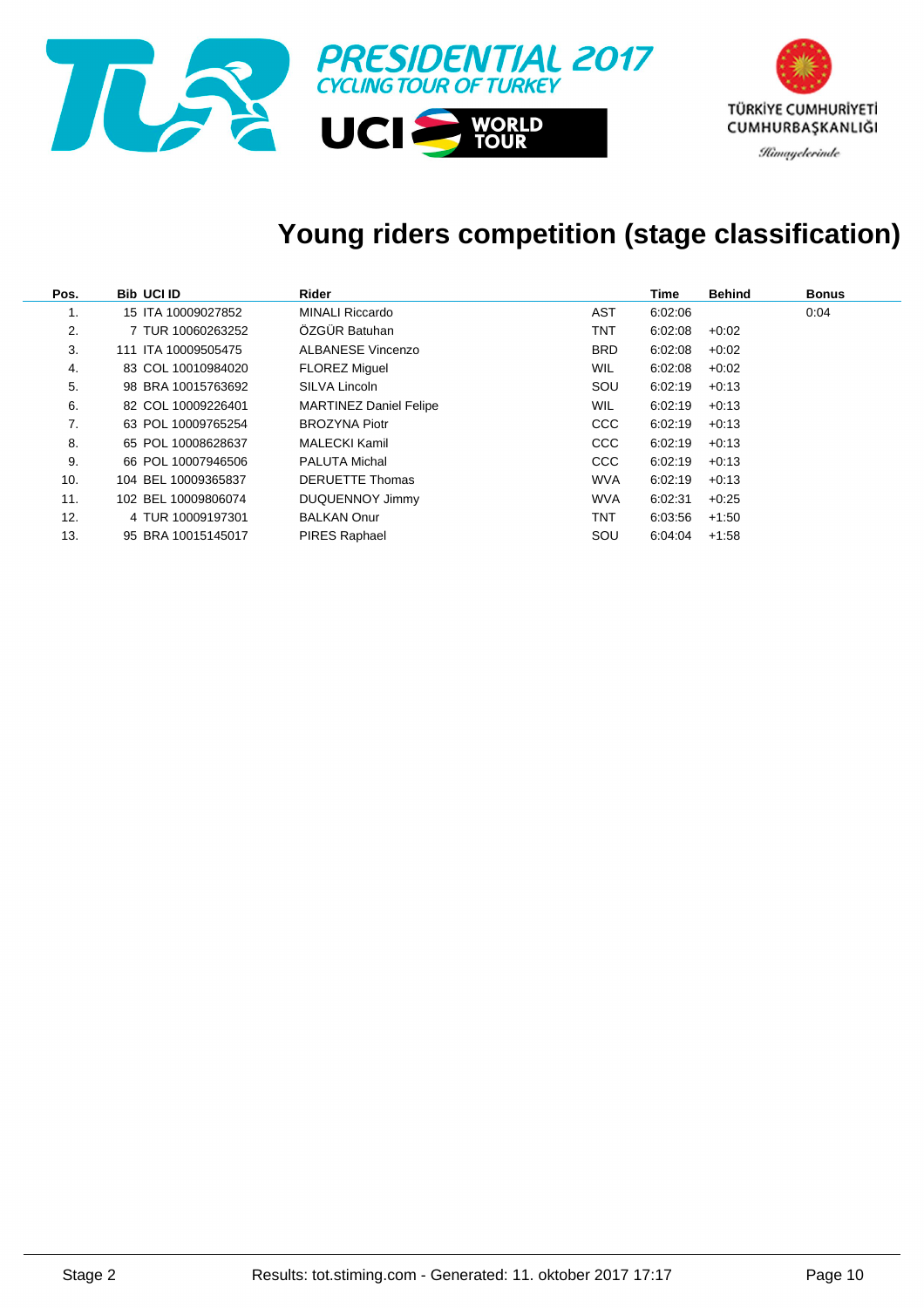PRESIDENTIAL 2017
CYCLING TOUR OF TURKEY

UCI WORLD TOUR

TÜRKİYE CUMHURİYETİ
CUMHURBAŞKANLIĞI
Himayelerinde

# Young riders competition (stage classification)

| Pos. | Bib | UCI ID | Rider | | Time | Behind | Bonus |
|---|---|---|---|---|---|---|---|
| 1. | 15 | ITA 10009027852 | MINALI Riccardo | AST | 6:02:06 | | 0:04 |
| 2. | 7 | TUR 10060263252 | ÖZGÜR Batuhan | TNT | 6:02:08 | +0:02 | |
| 3. | 111 | ITA 10009505475 | ALBANESE Vincenzo | BRD | 6:02:08 | +0:02 | |
| 4. | 83 | COL 10010984020 | FLOREZ Miguel | WIL | 6:02:08 | +0:02 | |
| 5. | 98 | BRA 10015763692 | SILVA Lincoln | SOU | 6:02:19 | +0:13 | |
| 6. | 82 | COL 10009226401 | MARTINEZ Daniel Felipe | WIL | 6:02:19 | +0:13 | |
| 7. | 63 | POL 10009765254 | BROZYNA Piotr | CCC | 6:02:19 | +0:13 | |
| 8. | 65 | POL 10008628637 | MALECKI Kamil | CCC | 6:02:19 | +0:13 | |
| 9. | 66 | POL 10007946506 | PALUTA Michal | CCC | 6:02:19 | +0:13 | |
| 10. | 104 | BEL 10009365837 | DERUETTE Thomas | WVA | 6:02:19 | +0:13 | |
| 11. | 102 | BEL 10009806074 | DUQUENNOY Jimmy | WVA | 6:02:31 | +0:25 | |
| 12. | 4 | TUR 10009197301 | BALKAN Onur | TNT | 6:03:56 | +1:50 | |
| 13. | 95 | BRA 10015145017 | PIRES Raphael | SOU | 6:04:04 | +1:58 | |

Stage 2 Results: tot.stiming.com - Generated: 11. oktober 2017 17:17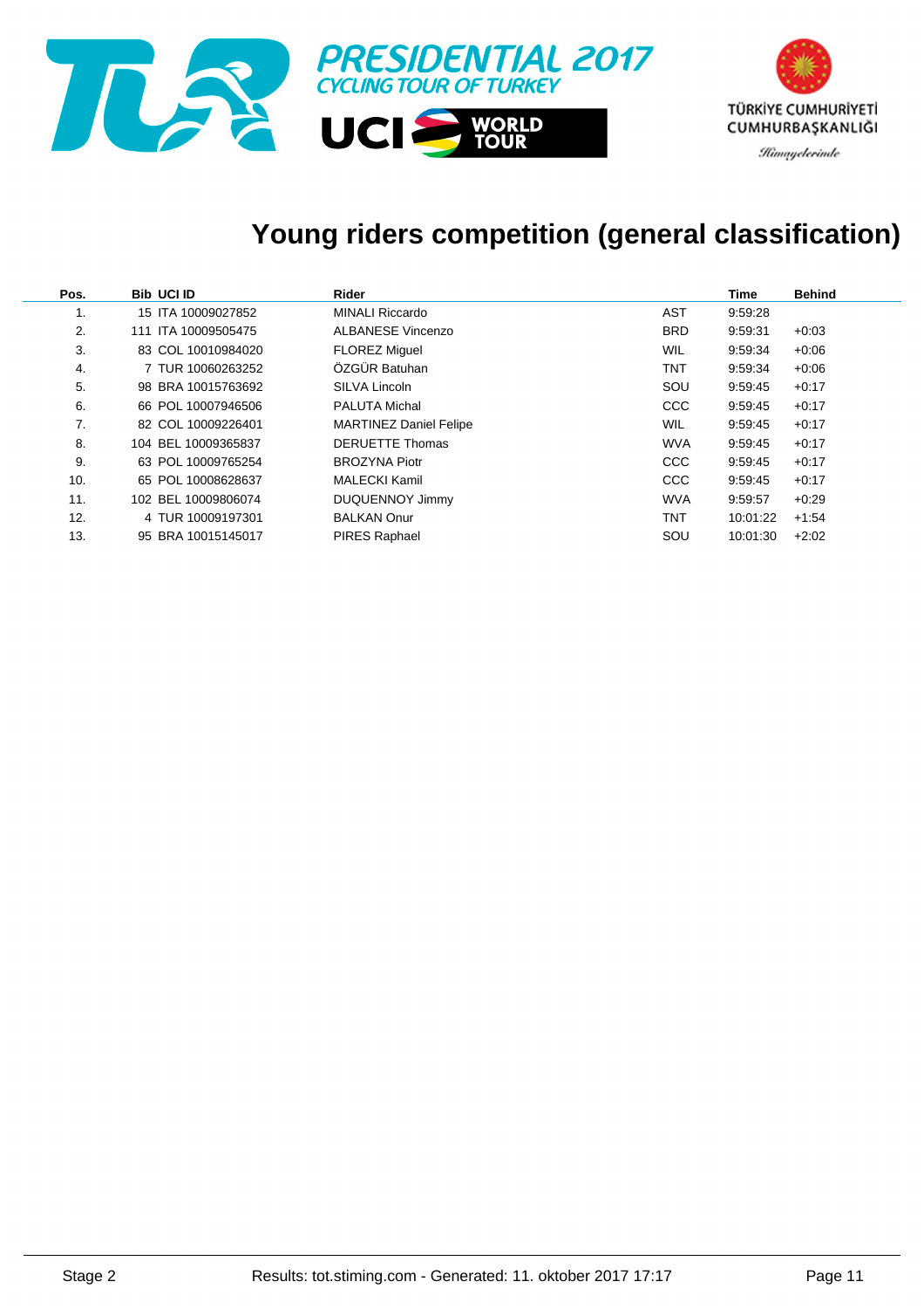PRESIDENTIAL 2017
CYCLING TOUR OF TURKEY

UCI WORLD TOUR

TÜRKİYE CUMHURİYETİ CUMHURBAŞKANLIĞI
Himayelerinde

# Young riders competition (general classification)

| Pos. | Bib | UCI ID | Rider | | Time | Behind |
|---|---|---|---|---|---|---|
| 1. | 15 | ITA 10009027852 | MINALI Riccardo | AST | 9:59:28 | |
| 2. | 111 | ITA 10009505475 | ALBANESE Vincenzo | BRD | 9:59:31 | +0:03 |
| 3. | 83 | COL 10010984020 | FLOREZ Miguel | WIL | 9:59:34 | +0:06 |
| 4. | 7 | TUR 10060263252 | ÖZGÜR Batuhan | TNT | 9:59:34 | +0:06 |
| 5. | 98 | BRA 10015763692 | SILVA Lincoln | SOU | 9:59:45 | +0:17 |
| 6. | 66 | POL 10007946506 | PALUTA Michal | CCC | 9:59:45 | +0:17 |
| 7. | 82 | COL 10009226401 | MARTINEZ Daniel Felipe | WIL | 9:59:45 | +0:17 |
| 8. | 104 | BEL 10009365837 | DERUETTE Thomas | WVA | 9:59:45 | +0:17 |
| 9. | 63 | POL 10009765254 | BROZYNA Piotr | CCC | 9:59:45 | +0:17 |
| 10. | 65 | POL 10008628637 | MALECKI Kamil | CCC | 9:59:45 | +0:17 |
| 11. | 102 | BEL 10009806074 | DUQUENNOY Jimmy | WVA | 9:59:57 | +0:29 |
| 12. | 4 | TUR 10009197301 | BALKAN Onur | TNT | 10:01:22 | +1:54 |
| 13. | 95 | BRA 10015145017 | PIRES Raphael | SOU | 10:01:30 | +2:02 |

Stage 2 Results: tot.stiming.com - Generated: 11. oktober 2017 17:17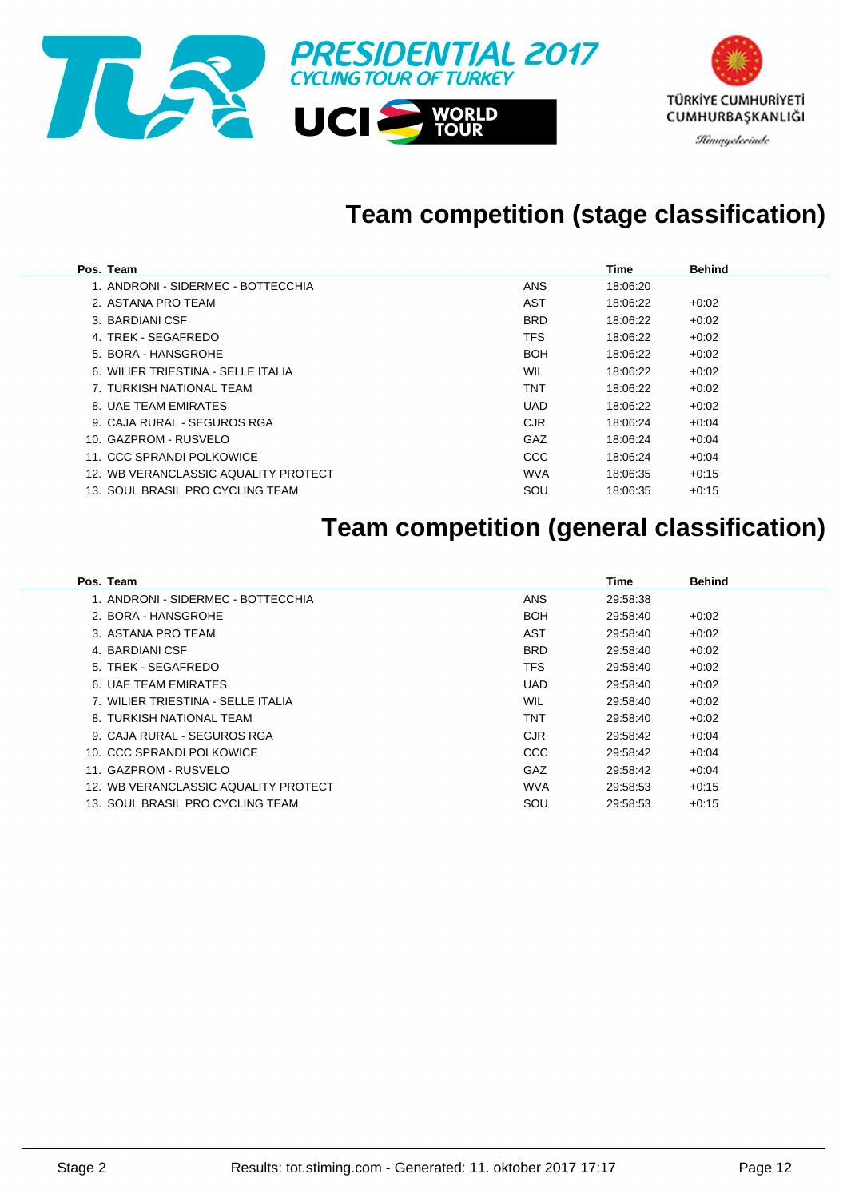PRESIDENTIAL 2017
CYCLING TOUR OF TURKEY

UCI WORLD TOUR

TÜRKİYE CUMHURİYETİ
CUMHURBAŞKANLIĞI
Himayelerinde

## Team competition (stage classification)

| Pos. | Team | | Time | Behind |
|---|---|---|---|---|
| 1. | ANDRONI - SIDERMEC - BOTTECCHIA | ANS | 18:06:20 | |
| 2. | ASTANA PRO TEAM | AST | 18:06:22 | +0:02 |
| 3. | BARDIANI CSF | BRD | 18:06:22 | +0:02 |
| 4. | TREK - SEGAFREDO | TFS | 18:06:22 | +0:02 |
| 5. | BORA - HANSGROHE | BOH | 18:06:22 | +0:02 |
| 6. | WILIER TRIESTINA - SELLE ITALIA | WIL | 18:06:22 | +0:02 |
| 7. | TURKISH NATIONAL TEAM | TNT | 18:06:22 | +0:02 |
| 8. | UAE TEAM EMIRATES | UAD | 18:06:22 | +0:02 |
| 9. | CAJA RURAL - SEGUROS RGA | CJR | 18:06:24 | +0:04 |
| 10. | GAZPROM - RUSVELO | GAZ | 18:06:24 | +0:04 |
| 11. | CCC SPRANDI POLKOWICE | CCC | 18:06:24 | +0:04 |
| 12. | WB VERANCLASSIC AQUALITY PROTECT | WVA | 18:06:35 | +0:15 |
| 13. | SOUL BRASIL PRO CYCLING TEAM | SOU | 18:06:35 | +0:15 |

## Team competition (general classification)

| Pos. | Team | | Time | Behind |
|---|---|---|---|---|
| 1. | ANDRONI - SIDERMEC - BOTTECCHIA | ANS | 29:58:38 | |
| 2. | BORA - HANSGROHE | BOH | 29:58:40 | +0:02 |
| 3. | ASTANA PRO TEAM | AST | 29:58:40 | +0:02 |
| 4. | BARDIANI CSF | BRD | 29:58:40 | +0:02 |
| 5. | TREK - SEGAFREDO | TFS | 29:58:40 | +0:02 |
| 6. | UAE TEAM EMIRATES | UAD | 29:58:40 | +0:02 |
| 7. | WILIER TRIESTINA - SELLE ITALIA | WIL | 29:58:40 | +0:02 |
| 8. | TURKISH NATIONAL TEAM | TNT | 29:58:40 | +0:02 |
| 9. | CAJA RURAL - SEGUROS RGA | CJR | 29:58:42 | +0:04 |
| 10. | CCC SPRANDI POLKOWICE | CCC | 29:58:42 | +0:04 |
| 11. | GAZPROM - RUSVELO | GAZ | 29:58:42 | +0:04 |
| 12. | WB VERANCLASSIC AQUALITY PROTECT | WVA | 29:58:53 | +0:15 |
| 13. | SOUL BRASIL PRO CYCLING TEAM | SOU | 29:58:53 | +0:15 |

Stage 2 Results: tot.stiming.com - Generated: 11. oktober 2017 17:17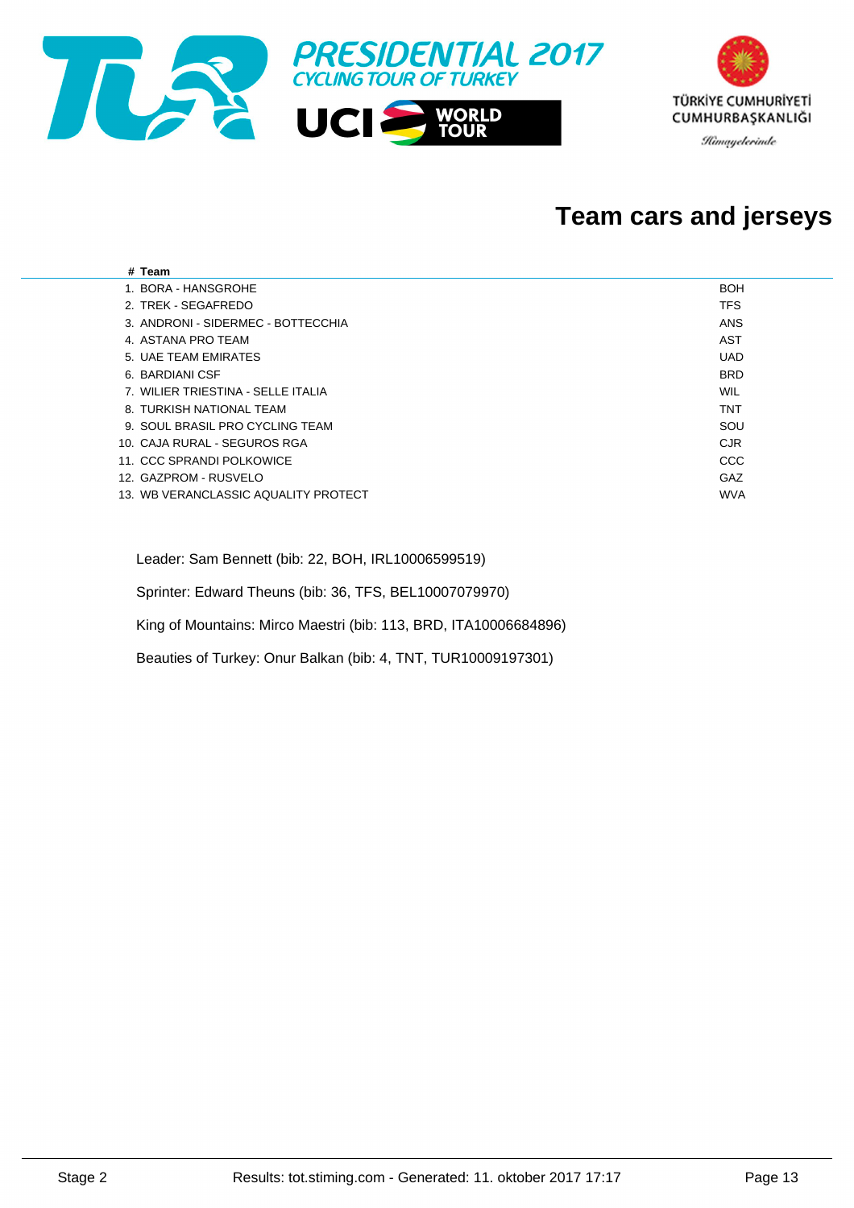# PRESIDENTIAL 2017 CYCLING TOUR OF TURKEY

UCI WORLD TOUR

TÜRKİYE CUMHURİYETİ CUMHURBAŞKANLIĞI

*Himayelerinde*

## Team cars and jerseys

| # | Team | |
|---|---|---|
| 1. | BORA - HANSGROHE | BOH |
| 2. | TREK - SEGAFREDO | TFS |
| 3. | ANDRONI - SIDERMEC - BOTTECCHIA | ANS |
| 4. | ASTANA PRO TEAM | AST |
| 5. | UAE TEAM EMIRATES | UAD |
| 6. | BARDIANI CSF | BRD |
| 7. | WILIER TRIESTINA - SELLE ITALIA | WIL |
| 8. | TURKISH NATIONAL TEAM | TNT |
| 9. | SOUL BRASIL PRO CYCLING TEAM | SOU |
| 10. | CAJA RURAL - SEGUROS RGA | CJR |
| 11. | CCC SPRANDI POLKOWICE | CCC |
| 12. | GAZPROM - RUSVELO | GAZ |
| 13. | WB VERANCLASSIC AQUALITY PROTECT | WVA |

Leader: Sam Bennett (bib: 22, BOH, IRL10006599519)

Sprinter: Edward Theuns (bib: 36, TFS, BEL10007079970)

King of Mountains: Mirco Maestri (bib: 113, BRD, ITA10006684896)

Beauties of Turkey: Onur Balkan (bib: 4, TNT, TUR10009197301)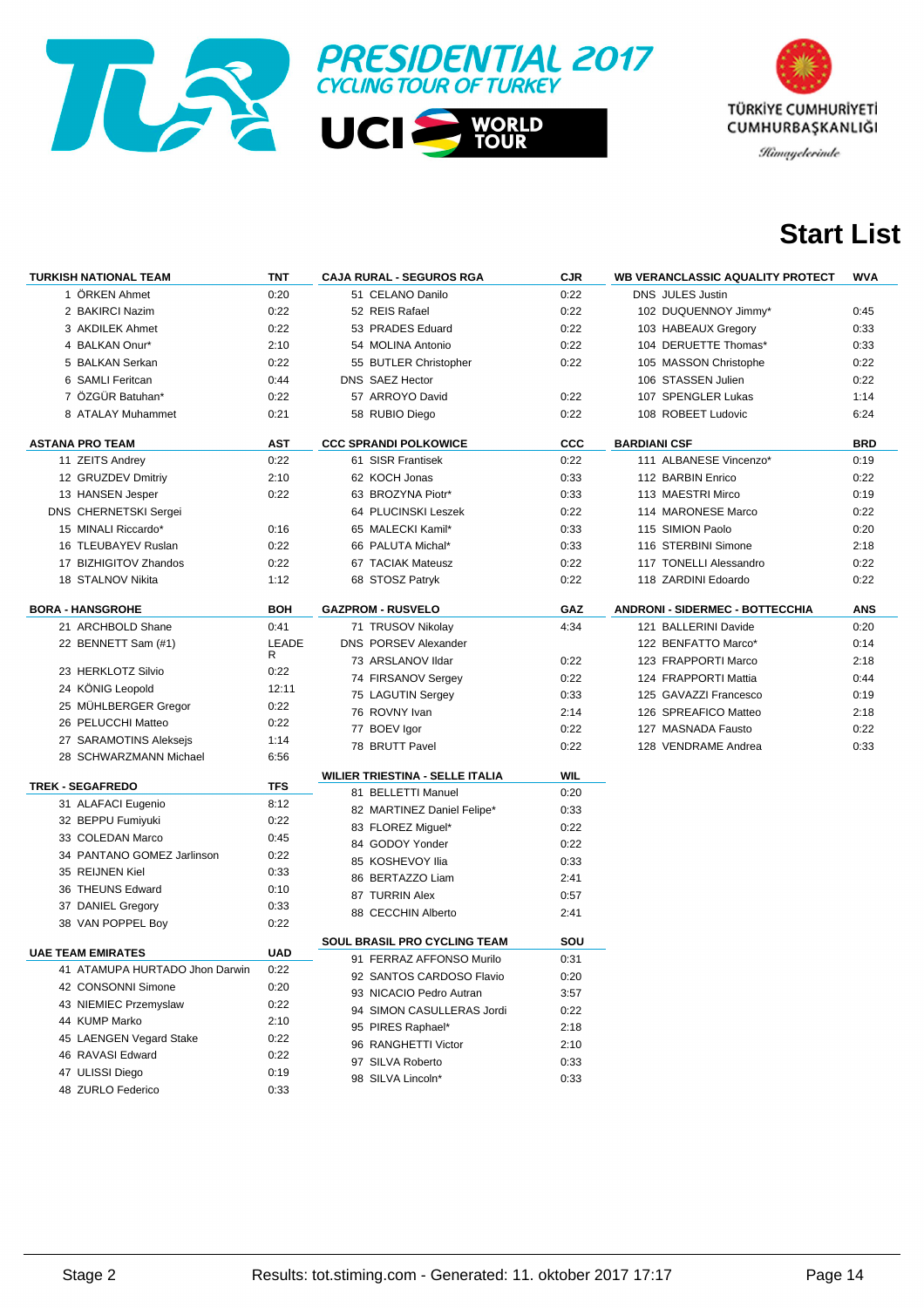# PRESIDENTIAL 2017 CYCLING TOUR OF TURKEY

UCI WORLD TOUR

TÜRKİYE CUMHURİYETİ CUMHURBAŞKANLIĞI

*Himayelerinde*

## Start List

| TURKISH NATIONAL TEAM | TNT |
|---|---|
| 1 ÖRKEN Ahmet | 0:20 |
| 2 BAKIRCI Nazim | 0:22 |
| 3 AKDILEK Ahmet | 0:22 |
| 4 BALKAN Onur* | 2:10 |
| 5 BALKAN Serkan | 0:22 |
| 6 SAMLI Feritcan | 0:44 |
| 7 ÖZGÜR Batuhan* | 0:22 |
| 8 ATALAY Muhammet | 0:21 |

| ASTANA PRO TEAM | AST |
|---|---|
| 11 ZEITS Andrey | 0:22 |
| 12 GRUZDEV Dmitriy | 2:10 |
| 13 HANSEN Jesper | 0:22 |
| DNS CHERNETSKI Sergei | |
| 15 MINALI Riccardo* | 0:16 |
| 16 TLEUBAYEV Ruslan | 0:22 |
| 17 BIZHIGITOV Zhandos | 0:22 |
| 18 STALNOV Nikita | 1:12 |

| BORA - HANSGROHE | BOH |
|---|---|
| 21 ARCHBOLD Shane | 0:41 |
| 22 BENNETT Sam (#1) | LEADER |
| 23 HERKLOTZ Silvio | 0:22 |
| 24 KÖNIG Leopold | 12:11 |
| 25 MÜHLBERGER Gregor | 0:22 |
| 26 PELUCCHI Matteo | 0:22 |
| 27 SARAMOTINS Aleksejs | 1:14 |
| 28 SCHWARZMANN Michael | 6:56 |

| TREK - SEGAFREDO | TFS |
|---|---|
| 31 ALAFACI Eugenio | 8:12 |
| 32 BEPPU Fumiyuki | 0:22 |
| 33 COLEDAN Marco | 0:45 |
| 34 PANTANO GOMEZ Jarlinson | 0:22 |
| 35 REIJNEN Kiel | 0:33 |
| 36 THEUNS Edward | 0:10 |
| 37 DANIEL Gregory | 0:33 |
| 38 VAN POPPEL Boy | 0:22 |

| UAE TEAM EMIRATES | UAD |
|---|---|
| 41 ATAMUPA HURTADO Jhon Darwin | 0:22 |
| 42 CONSONNI Simone | 0:20 |
| 43 NIEMIEC Przemyslaw | 0:22 |
| 44 KUMP Marko | 2:10 |
| 45 LAENGEN Vegard Stake | 0:22 |
| 46 RAVASI Edward | 0:22 |
| 47 ULISSI Diego | 0:19 |
| 48 ZURLO Federico | 0:33 |

| CAJA RURAL - SEGUROS RGA | CJR |
|---|---|
| 51 CELANO Danilo | 0:22 |
| 52 REIS Rafael | 0:22 |
| 53 PRADES Eduard | 0:22 |
| 54 MOLINA Antonio | 0:22 |
| 55 BUTLER Christopher | 0:22 |
| DNS SAEZ Hector | |
| 57 ARROYO David | 0:22 |
| 58 RUBIO Diego | 0:22 |

| CCC SPRANDI POLKOWICE | CCC |
|---|---|
| 61 SISR Frantisek | 0:22 |
| 62 KOCH Jonas | 0:33 |
| 63 BROZYNA Piotr* | 0:33 |
| 64 PLUCINSKI Leszek | 0:22 |
| 65 MALECKI Kamil* | 0:33 |
| 66 PALUTA Michal* | 0:33 |
| 67 TACIAK Mateusz | 0:22 |
| 68 STOSZ Patryk | 0:22 |

| GAZPROM - RUSVELO | GAZ |
|---|---|
| 71 TRUSOV Nikolay | 4:34 |
| DNS PORSEV Alexander | |
| 73 ARSLANOV Ildar | 0:22 |
| 74 FIRSANOV Sergey | 0:22 |
| 75 LAGUTIN Sergey | 0:33 |
| 76 ROVNY Ivan | 2:14 |
| 77 BOEV Igor | 0:22 |
| 78 BRUTT Pavel | 0:22 |

| WILIER TRIESTINA - SELLE ITALIA | WIL |
|---|---|
| 81 BELLETTI Manuel | 0:20 |
| 82 MARTINEZ Daniel Felipe* | 0:33 |
| 83 FLOREZ Miguel* | 0:22 |
| 84 GODOY Yonder | 0:22 |
| 85 KOSHEVOY Ilia | 0:33 |
| 86 BERTAZZO Liam | 2:41 |
| 87 TURRIN Alex | 0:57 |
| 88 CECCHIN Alberto | 2:41 |

| SOUL BRASIL PRO CYCLING TEAM | SOU |
|---|---|
| 91 FERRAZ AFFONSO Murilo | 0:31 |
| 92 SANTOS CARDOSO Flavio | 0:20 |
| 93 NICACIO Pedro Autran | 3:57 |
| 94 SIMON CASULLERAS Jordi | 0:22 |
| 95 PIRES Raphael* | 2:18 |
| 96 RANGHETTI Victor | 2:10 |
| 97 SILVA Roberto | 0:33 |
| 98 SILVA Lincoln* | 0:33 |

| WB VERANCLASSIC AQUALITY PROTECT | WVA |
|---|---|
| DNS JULES Justin | |
| 102 DUQUENNOY Jimmy* | 0:45 |
| 103 HABEAUX Gregory | 0:33 |
| 104 DERUETTE Thomas* | 0:33 |
| 105 MASSON Christophe | 0:22 |
| 106 STASSEN Julien | 0:22 |
| 107 SPENGLER Lukas | 1:14 |
| 108 ROBEET Ludovic | 6:24 |

| BARDIANI CSF | BRD |
|---|---|
| 111 ALBANESE Vincenzo* | 0:19 |
| 112 BARBIN Enrico | 0:22 |
| 113 MAESTRI Mirco | 0:19 |
| 114 MARONESE Marco | 0:22 |
| 115 SIMION Paolo | 0:20 |
| 116 STERBINI Simone | 2:18 |
| 117 TONELLI Alessandro | 0:22 |
| 118 ZARDINI Edoardo | 0:22 |

| ANDRONI - SIDERMEC - BOTTECCHIA | ANS |
|---|---|
| 121 BALLERINI Davide | 0:20 |
| 122 BENFATTO Marco* | 0:14 |
| 123 FRAPPORTI Marco | 2:18 |
| 124 FRAPPORTI Mattia | 0:44 |
| 125 GAVAZZI Francesco | 0:19 |
| 126 SPREAFICO Matteo | 2:18 |
| 127 MASNADA Fausto | 0:22 |
| 128 VENDRAME Andrea | 0:33 |

Stage 2 — Results: tot.stiming.com - Generated: 11. oktober 2017 17:17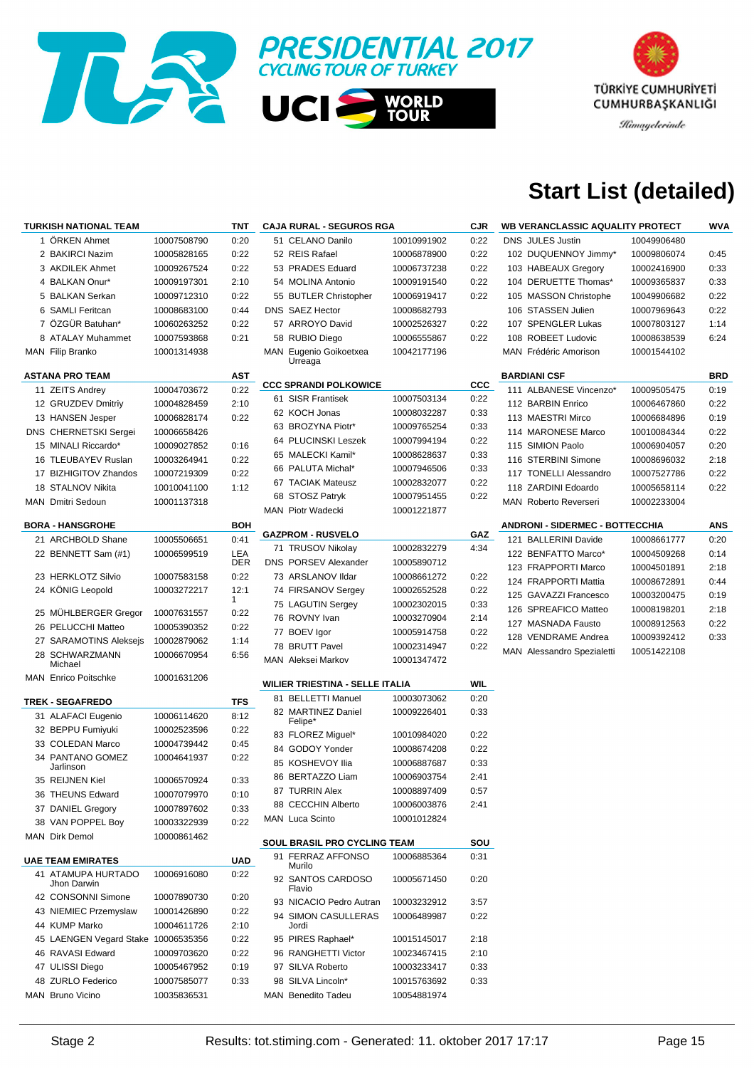# PRESIDENTIAL 2017 CYCLING TOUR OF TURKEY

UCI WORLD TOUR

TÜRKİYE CUMHURİYETİ CUMHURBAŞKANLIĞI *Himayelerinde*

# Start List (detailed)

| TURKISH NATIONAL TEAM | | TNT |
|---|---|---|
| 1 ÖRKEN Ahmet | 10007508790 | 0:20 |
| 2 BAKIRCI Nazim | 10005828165 | 0:22 |
| 3 AKDILEK Ahmet | 10009267524 | 0:22 |
| 4 BALKAN Onur* | 10009197301 | 2:10 |
| 5 BALKAN Serkan | 10009712310 | 0:22 |
| 6 SAMLI Feritcan | 10008683100 | 0:44 |
| 7 ÖZGÜR Batuhan* | 10060263252 | 0:22 |
| 8 ATALAY Muhammet | 10007593868 | 0:21 |
| MAN Filip Branko | 10001314938 | |

| ASTANA PRO TEAM | | AST |
|---|---|---|
| 11 ZEITS Andrey | 10004703672 | 0:22 |
| 12 GRUZDEV Dmitriy | 10004828459 | 2:10 |
| 13 HANSEN Jesper | 10006828174 | 0:22 |
| DNS CHERNETSKI Sergei | 10006658426 | |
| 15 MINALI Riccardo* | 10009027852 | 0:16 |
| 16 TLEUBAYEV Ruslan | 10003264941 | 0:22 |
| 17 BIZHIGITOV Zhandos | 10007219309 | 0:22 |
| 18 STALNOV Nikita | 10010041100 | 1:12 |
| MAN Dmitri Sedoun | 10001137318 | |

| BORA - HANSGROHE | | BOH |
|---|---|---|
| 21 ARCHBOLD Shane | 10005506651 | 0:41 |
| 22 BENNETT Sam (#1) | 10006599519 | LEA DER |
| 23 HERKLOTZ Silvio | 10007583158 | 0:22 |
| 24 KÖNIG Leopold | 10003272217 | 12:11 |
| 25 MÜHLBERGER Gregor | 10007631557 | 0:22 |
| 26 PELUCCHI Matteo | 10005390352 | 0:22 |
| 27 SARAMOTINS Aleksejs | 10002879062 | 1:14 |
| 28 SCHWARZMANN Michael | 10006670954 | 6:56 |
| MAN Enrico Poitschke | 10001631206 | |

| TREK - SEGAFREDO | | TFS |
|---|---|---|
| 31 ALAFACI Eugenio | 10006114620 | 8:12 |
| 32 BEPPU Fumiyuki | 10002523596 | 0:22 |
| 33 COLEDAN Marco | 10004739442 | 0:45 |
| 34 PANTANO GOMEZ Jarlinson | 10004641937 | 0:22 |
| 35 REIJNEN Kiel | 10006570924 | 0:33 |
| 36 THEUNS Edward | 10007079970 | 0:10 |
| 37 DANIEL Gregory | 10007897602 | 0:33 |
| 38 VAN POPPEL Boy | 10003322939 | 0:22 |
| MAN Dirk Demol | 10000861462 | |

| UAE TEAM EMIRATES | | UAD |
|---|---|---|
| 41 ATAMUPA HURTADO Jhon Darwin | 10006916080 | 0:22 |
| 42 CONSONNI Simone | 10007890730 | 0:20 |
| 43 NIEMIEC Przemyslaw | 10001426890 | 0:22 |
| 44 KUMP Marko | 10004611726 | 2:10 |
| 45 LAENGEN Vegard Stake | 10006535356 | 0:22 |
| 46 RAVASI Edward | 10009703620 | 0:22 |
| 47 ULISSI Diego | 10005467952 | 0:19 |
| 48 ZURLO Federico | 10007585077 | 0:33 |
| MAN Bruno Vicino | 10035836531 | |

| CAJA RURAL - SEGUROS RGA | | CJR |
|---|---|---|
| 51 CELANO Danilo | 10010991902 | 0:22 |
| 52 REIS Rafael | 10006878900 | 0:22 |
| 53 PRADES Eduard | 10006737238 | 0:22 |
| 54 MOLINA Antonio | 10009191540 | 0:22 |
| 55 BUTLER Christopher | 10006919417 | 0:22 |
| DNS SAEZ Hector | 10008682793 | |
| 57 ARROYO David | 10002526327 | 0:22 |
| 58 RUBIO Diego | 10006555867 | 0:22 |
| MAN Eugenio Goikoetxea Urreaga | 10042177196 | |

| CCC SPRANDI POLKOWICE | | CCC |
|---|---|---|
| 61 SISR Frantisek | 10007503134 | 0:22 |
| 62 KOCH Jonas | 10008032287 | 0:33 |
| 63 BROZYNA Piotr* | 10009765254 | 0:33 |
| 64 PLUCINSKI Leszek | 10007994194 | 0:22 |
| 65 MALECKI Kamil* | 10008628637 | 0:33 |
| 66 PALUTA Michal* | 10007946506 | 0:33 |
| 67 TACIAK Mateusz | 10002832077 | 0:22 |
| 68 STOSZ Patryk | 10007951455 | 0:22 |
| MAN Piotr Wadecki | 10001221877 | |

| GAZPROM - RUSVELO | | GAZ |
|---|---|---|
| 71 TRUSOV Nikolay | 10002832279 | 4:34 |
| DNS PORSEV Alexander | 10005890712 | |
| 73 ARSLANOV Ildar | 10008661272 | 0:22 |
| 74 FIRSANOV Sergey | 10002652528 | 0:22 |
| 75 LAGUTIN Sergey | 10002302015 | 0:33 |
| 76 ROVNY Ivan | 10003270904 | 2:14 |
| 77 BOEV Igor | 10005914758 | 0:22 |
| 78 BRUTT Pavel | 10002314947 | 0:22 |
| MAN Aleksei Markov | 10001347472 | |

| WILIER TRIESTINA - SELLE ITALIA | | WIL |
|---|---|---|
| 81 BELLETTI Manuel | 10003073062 | 0:20 |
| 82 MARTINEZ Daniel Felipe* | 10009226401 | 0:33 |
| 83 FLOREZ Miguel* | 10010984020 | 0:22 |
| 84 GODOY Yonder | 10008674208 | 0:22 |
| 85 KOSHEVOY Ilia | 10006887687 | 0:33 |
| 86 BERTAZZO Liam | 10006903754 | 2:41 |
| 87 TURRIN Alex | 10008897409 | 0:57 |
| 88 CECCHIN Alberto | 10006003876 | 2:41 |
| MAN Luca Scinto | 10001012824 | |

| SOUL BRASIL PRO CYCLING TEAM | | SOU |
|---|---|---|
| 91 FERRAZ AFFONSO Murilo | 10006885364 | 0:31 |
| 92 SANTOS CARDOSO Flavio | 10005671450 | 0:20 |
| 93 NICACIO Pedro Autran | 10003232912 | 3:57 |
| 94 SIMON CASULLERAS Jordi | 10006489987 | 0:22 |
| 95 PIRES Raphael* | 10015145017 | 2:18 |
| 96 RANGHETTI Victor | 10023467415 | 2:10 |
| 97 SILVA Roberto | 10003233417 | 0:33 |
| 98 SILVA Lincoln* | 10015763692 | 0:33 |
| MAN Benedito Tadeu | 10054881974 | |

| WB VERANCLASSIC AQUALITY PROTECT | | WVA |
|---|---|---|
| DNS JULES Justin | 10049906480 | |
| 102 DUQUENNOY Jimmy* | 10009806074 | 0:45 |
| 103 HABEAUX Gregory | 10002416900 | 0:33 |
| 104 DERUETTE Thomas* | 10009365837 | 0:33 |
| 105 MASSON Christophe | 10049906682 | 0:22 |
| 106 STASSEN Julien | 10007969643 | 0:22 |
| 107 SPENGLER Lukas | 10007803127 | 1:14 |
| 108 ROBEET Ludovic | 10008638539 | 6:24 |
| MAN Frédéric Amorison | 10001544102 | |

| BARDIANI CSF | | BRD |
|---|---|---|
| 111 ALBANESE Vincenzo* | 10009505475 | 0:19 |
| 112 BARBIN Enrico | 10006467860 | 0:22 |
| 113 MAESTRI Mirco | 10006684896 | 0:19 |
| 114 MARONESE Marco | 10010084344 | 0:22 |
| 115 SIMION Paolo | 10006904057 | 0:20 |
| 116 STERBINI Simone | 10008696032 | 2:18 |
| 117 TONELLI Alessandro | 10007527786 | 0:22 |
| 118 ZARDINI Edoardo | 10005658114 | 0:22 |
| MAN Roberto Reverseri | 10002233004 | |

| ANDRONI - SIDERMEC - BOTTECCHIA | | ANS |
|---|---|---|
| 121 BALLERINI Davide | 10008661777 | 0:20 |
| 122 BENFATTO Marco* | 10004509268 | 0:14 |
| 123 FRAPPORTI Marco | 10004501891 | 2:18 |
| 124 FRAPPORTI Mattia | 10008672891 | 0:44 |
| 125 GAVAZZI Francesco | 10003200475 | 0:19 |
| 126 SPREAFICO Matteo | 10008198201 | 2:18 |
| 127 MASNADA Fausto | 10008912563 | 0:22 |
| 128 VENDRAME Andrea | 10009392412 | 0:33 |
| MAN Alessandro Spezialetti | 10051422108 | |

Stage 2 | Results: tot.stiming.com - Generated: 11. oktober 2017 17:17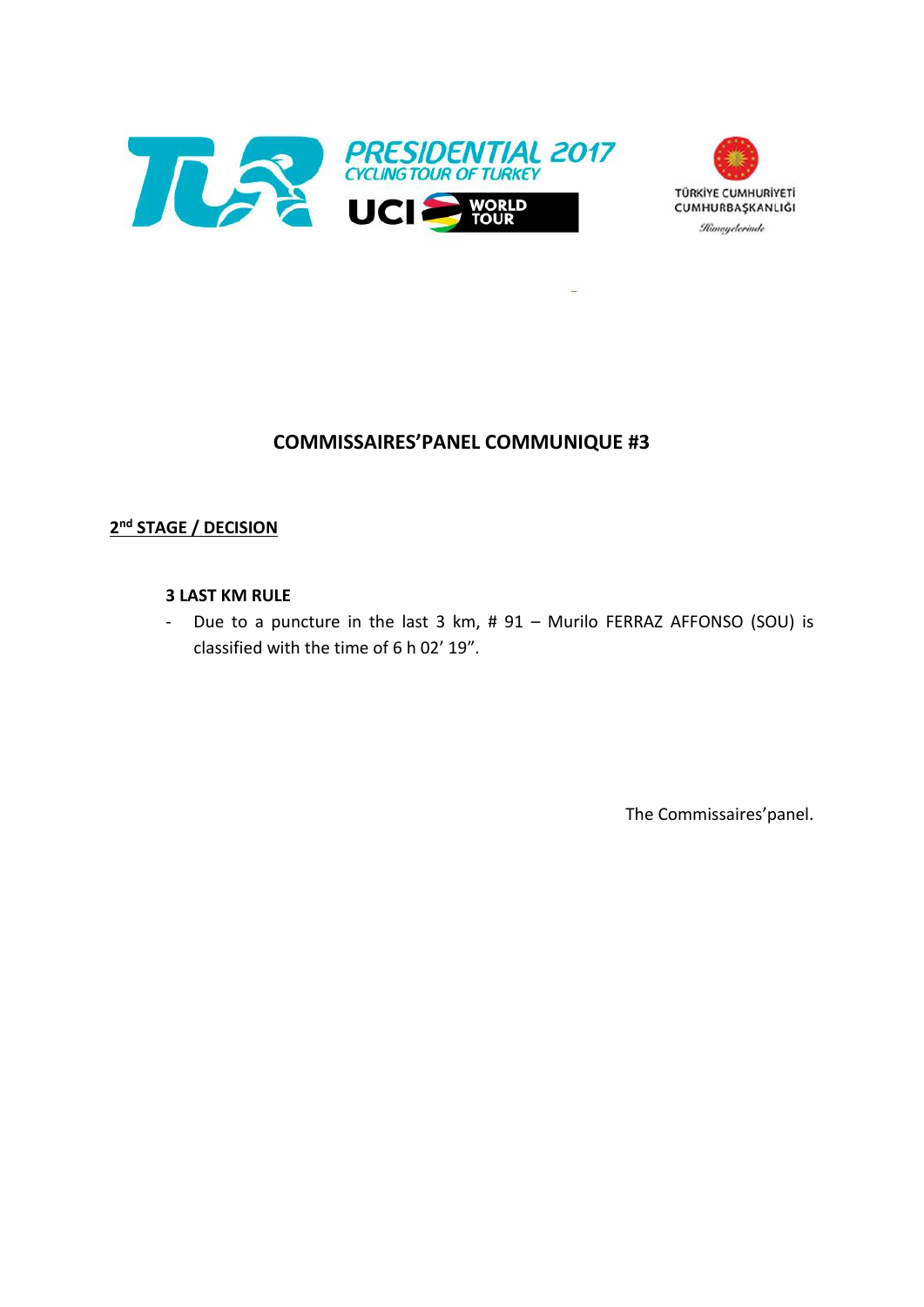# COMMISSAIRES'PANEL COMMUNIQUE #3

## 2nd STAGE / DECISION

### 3 LAST KM RULE

- Due to a puncture in the last 3 km, # 91 – Murilo FERRAZ AFFONSO (SOU) is classified with the time of 6 h 02' 19".

The Commissaires'panel.